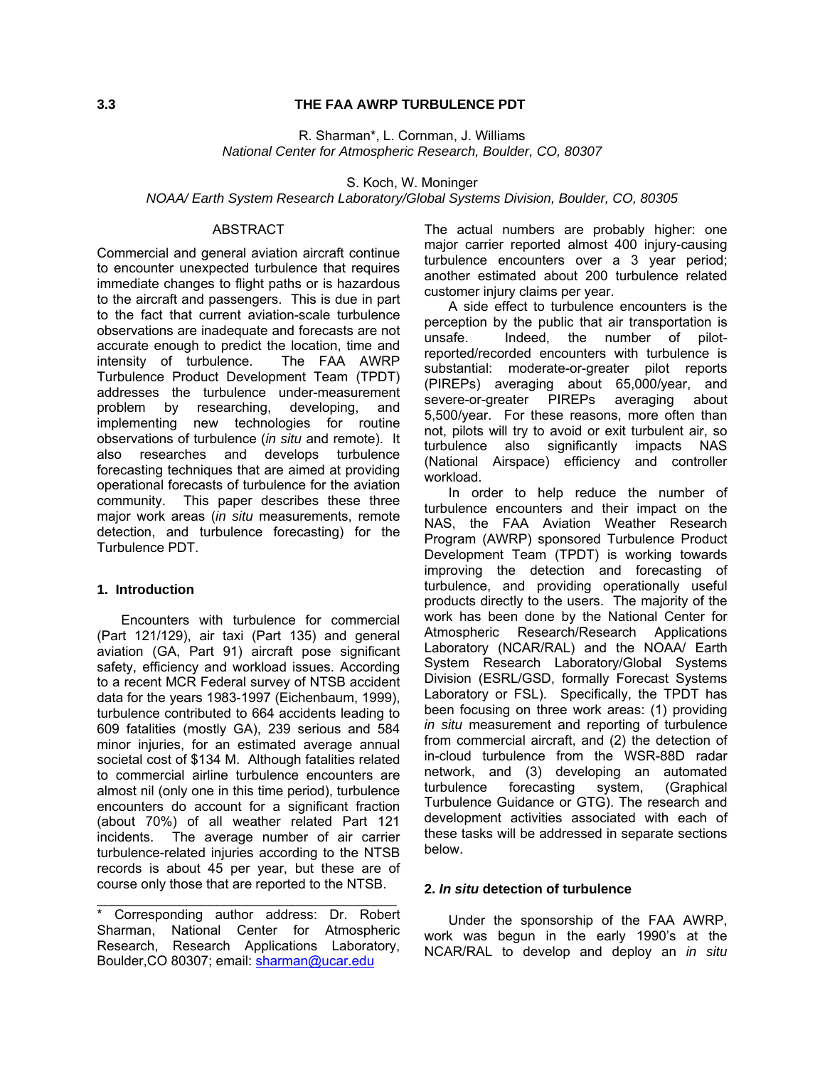# 3.3 THE FAA AWRP TURBULENCE PDT

R. Sharman*, L. Cornman, J. Williams
*National Center for Atmospheric Research, Boulder, CO, 80307*

S. Koch, W. Moninger
*NOAA/ Earth System Research Laboratory/Global Systems Division, Boulder, CO, 80305*

## ABSTRACT

Commercial and general aviation aircraft continue to encounter unexpected turbulence that requires immediate changes to flight paths or is hazardous to the aircraft and passengers. This is due in part to the fact that current aviation-scale turbulence observations are inadequate and forecasts are not accurate enough to predict the location, time and intensity of turbulence. The FAA AWRP Turbulence Product Development Team (TPDT) addresses the turbulence under-measurement problem by researching, developing, and implementing new technologies for routine observations of turbulence (*in situ* and remote). It also researches and develops turbulence forecasting techniques that are aimed at providing operational forecasts of turbulence for the aviation community. This paper describes these three major work areas (*in situ* measurements, remote detection, and turbulence forecasting) for the Turbulence PDT.

## 1. Introduction

Encounters with turbulence for commercial (Part 121/129), air taxi (Part 135) and general aviation (GA, Part 91) aircraft pose significant safety, efficiency and workload issues. According to a recent MCR Federal survey of NTSB accident data for the years 1983-1997 (Eichenbaum, 1999), turbulence contributed to 664 accidents leading to 609 fatalities (mostly GA), 239 serious and 584 minor injuries, for an estimated average annual societal cost of $134 M. Although fatalities related to commercial airline turbulence encounters are almost nil (only one in this time period), turbulence encounters do account for a significant fraction (about 70%) of all weather related Part 121 incidents. The average number of air carrier turbulence-related injuries according to the NTSB records is about 45 per year, but these are of course only those that are reported to the NTSB. The actual numbers are probably higher: one major carrier reported almost 400 injury-causing turbulence encounters over a 3 year period; another estimated about 200 turbulence related customer injury claims per year.

A side effect to turbulence encounters is the perception by the public that air transportation is unsafe. Indeed, the number of pilot-reported/recorded encounters with turbulence is substantial: moderate-or-greater pilot reports (PIREPs) averaging about 65,000/year, and severe-or-greater PIREPs averaging about 5,500/year. For these reasons, more often than not, pilots will try to avoid or exit turbulent air, so turbulence also significantly impacts NAS (National Airspace) efficiency and controller workload.

In order to help reduce the number of turbulence encounters and their impact on the NAS, the FAA Aviation Weather Research Program (AWRP) sponsored Turbulence Product Development Team (TPDT) is working towards improving the detection and forecasting of turbulence, and providing operationally useful products directly to the users. The majority of the work has been done by the National Center for Atmospheric Research/Research Applications Laboratory (NCAR/RAL) and the NOAA/ Earth System Research Laboratory/Global Systems Division (ESRL/GSD, formally Forecast Systems Laboratory or FSL). Specifically, the TPDT has been focusing on three work areas: (1) providing *in situ* measurement and reporting of turbulence from commercial aircraft, and (2) the detection of in-cloud turbulence from the WSR-88D radar network, and (3) developing an automated turbulence forecasting system, (Graphical Turbulence Guidance or GTG). The research and development activities associated with each of these tasks will be addressed in separate sections below.

## 2. *In situ* detection of turbulence

Under the sponsorship of the FAA AWRP, work was begun in the early 1990's at the NCAR/RAL to develop and deploy an *in situ*

---

\* Corresponding author address: Dr. Robert Sharman, National Center for Atmospheric Research, Research Applications Laboratory, Boulder,CO 80307; email: sharman@ucar.edu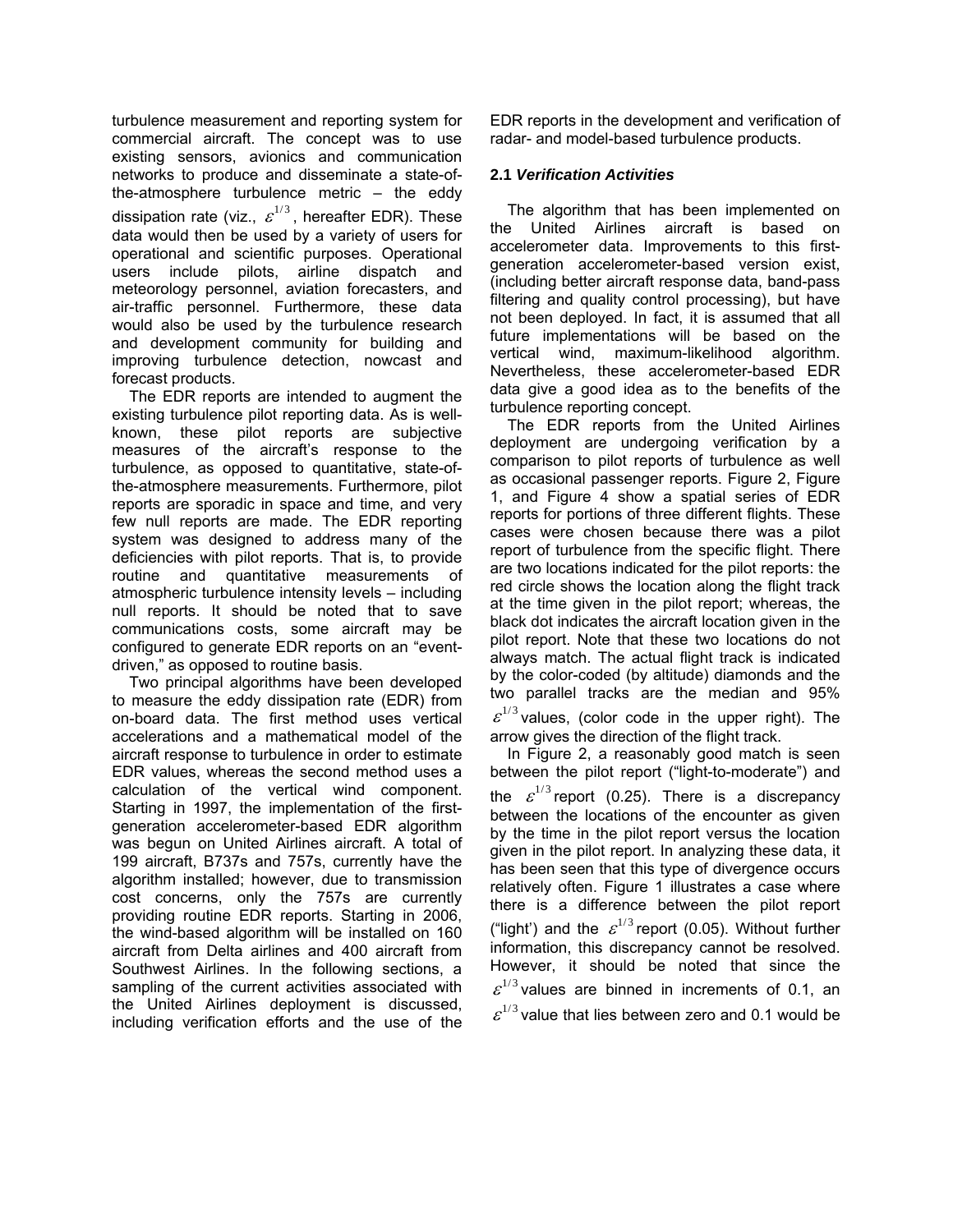turbulence measurement and reporting system for commercial aircraft. The concept was to use existing sensors, avionics and communication networks to produce and disseminate a state-of-the-atmosphere turbulence metric – the eddy dissipation rate (viz., $\varepsilon^{1/3}$, hereafter EDR). These data would then be used by a variety of users for operational and scientific purposes. Operational users include pilots, airline dispatch and meteorology personnel, aviation forecasters, and air-traffic personnel. Furthermore, these data would also be used by the turbulence research and development community for building and improving turbulence detection, nowcast and forecast products.

The EDR reports are intended to augment the existing turbulence pilot reporting data. As is well-known, these pilot reports are subjective measures of the aircraft's response to the turbulence, as opposed to quantitative, state-of-the-atmosphere measurements. Furthermore, pilot reports are sporadic in space and time, and very few null reports are made. The EDR reporting system was designed to address many of the deficiencies with pilot reports. That is, to provide routine and quantitative measurements of atmospheric turbulence intensity levels – including null reports. It should be noted that to save communications costs, some aircraft may be configured to generate EDR reports on an "event-driven," as opposed to routine basis.

Two principal algorithms have been developed to measure the eddy dissipation rate (EDR) from on-board data. The first method uses vertical accelerations and a mathematical model of the aircraft response to turbulence in order to estimate EDR values, whereas the second method uses a calculation of the vertical wind component. Starting in 1997, the implementation of the first-generation accelerometer-based EDR algorithm was begun on United Airlines aircraft. A total of 199 aircraft, B737s and 757s, currently have the algorithm installed; however, due to transmission cost concerns, only the 757s are currently providing routine EDR reports. Starting in 2006, the wind-based algorithm will be installed on 160 aircraft from Delta airlines and 400 aircraft from Southwest Airlines. In the following sections, a sampling of the current activities associated with the United Airlines deployment is discussed, including verification efforts and the use of the EDR reports in the development and verification of radar- and model-based turbulence products.

### 2.1 *Verification Activities*

The algorithm that has been implemented on the United Airlines aircraft is based on accelerometer data. Improvements to this first-generation accelerometer-based version exist, (including better aircraft response data, band-pass filtering and quality control processing), but have not been deployed. In fact, it is assumed that all future implementations will be based on the vertical wind, maximum-likelihood algorithm. Nevertheless, these accelerometer-based EDR data give a good idea as to the benefits of the turbulence reporting concept.

The EDR reports from the United Airlines deployment are undergoing verification by a comparison to pilot reports of turbulence as well as occasional passenger reports. Figure 2, Figure 1, and Figure 4 show a spatial series of EDR reports for portions of three different flights. These cases were chosen because there was a pilot report of turbulence from the specific flight. There are two locations indicated for the pilot reports: the red circle shows the location along the flight track at the time given in the pilot report; whereas, the black dot indicates the aircraft location given in the pilot report. Note that these two locations do not always match. The actual flight track is indicated by the color-coded (by altitude) diamonds and the two parallel tracks are the median and 95% $\varepsilon^{1/3}$ values, (color code in the upper right). The arrow gives the direction of the flight track.

In Figure 2, a reasonably good match is seen between the pilot report ("light-to-moderate") and the $\varepsilon^{1/3}$ report (0.25). There is a discrepancy between the locations of the encounter as given by the time in the pilot report versus the location given in the pilot report. In analyzing these data, it has been seen that this type of divergence occurs relatively often. Figure 1 illustrates a case where there is a difference between the pilot report ("light') and the $\varepsilon^{1/3}$ report (0.05). Without further information, this discrepancy cannot be resolved. However, it should be noted that since the $\varepsilon^{1/3}$ values are binned in increments of 0.1, an $\varepsilon^{1/3}$ value that lies between zero and 0.1 would be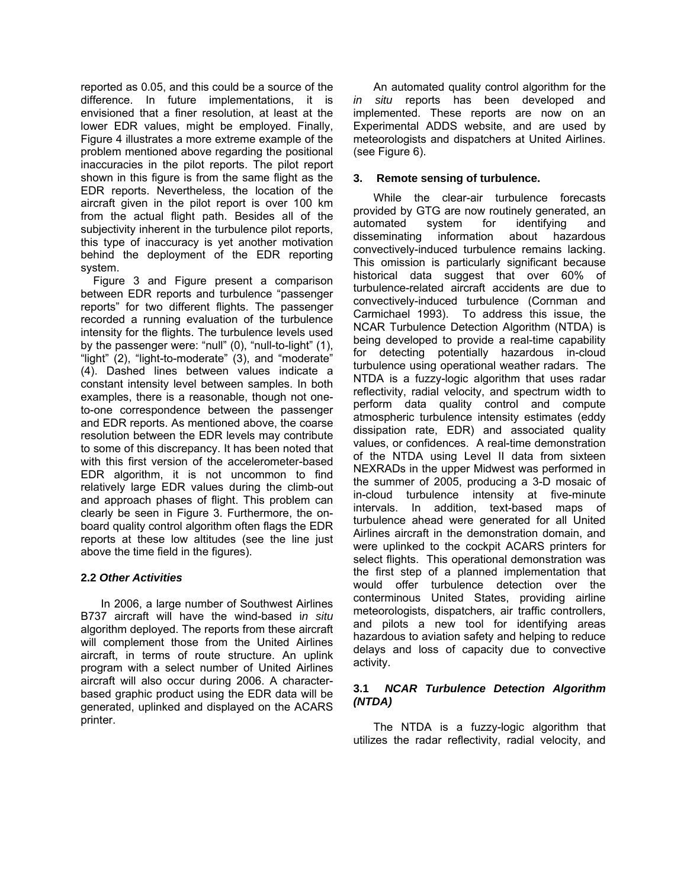reported as 0.05, and this could be a source of the difference. In future implementations, it is envisioned that a finer resolution, at least at the lower EDR values, might be employed. Finally, Figure 4 illustrates a more extreme example of the problem mentioned above regarding the positional inaccuracies in the pilot reports. The pilot report shown in this figure is from the same flight as the EDR reports. Nevertheless, the location of the aircraft given in the pilot report is over 100 km from the actual flight path. Besides all of the subjectivity inherent in the turbulence pilot reports, this type of inaccuracy is yet another motivation behind the deployment of the EDR reporting system.

Figure 3 and Figure present a comparison between EDR reports and turbulence "passenger reports" for two different flights. The passenger recorded a running evaluation of the turbulence intensity for the flights. The turbulence levels used by the passenger were: "null" (0), "null-to-light" (1), "light" (2), "light-to-moderate" (3), and "moderate" (4). Dashed lines between values indicate a constant intensity level between samples. In both examples, there is a reasonable, though not one-to-one correspondence between the passenger and EDR reports. As mentioned above, the coarse resolution between the EDR levels may contribute to some of this discrepancy. It has been noted that with this first version of the accelerometer-based EDR algorithm, it is not uncommon to find relatively large EDR values during the climb-out and approach phases of flight. This problem can clearly be seen in Figure 3. Furthermore, the on-board quality control algorithm often flags the EDR reports at these low altitudes (see the line just above the time field in the figures).

### 2.2 *Other Activities*

In 2006, a large number of Southwest Airlines B737 aircraft will have the wind-based i*n situ* algorithm deployed. The reports from these aircraft will complement those from the United Airlines aircraft, in terms of route structure. An uplink program with a select number of United Airlines aircraft will also occur during 2006. A character-based graphic product using the EDR data will be generated, uplinked and displayed on the ACARS printer.

An automated quality control algorithm for the *in situ* reports has been developed and implemented. These reports are now on an Experimental ADDS website, and are used by meteorologists and dispatchers at United Airlines. (see Figure 6).

## 3. Remote sensing of turbulence.

While the clear-air turbulence forecasts provided by GTG are now routinely generated, an automated system for identifying and disseminating information about hazardous convectively-induced turbulence remains lacking. This omission is particularly significant because historical data suggest that over 60% of turbulence-related aircraft accidents are due to convectively-induced turbulence (Cornman and Carmichael 1993). To address this issue, the NCAR Turbulence Detection Algorithm (NTDA) is being developed to provide a real-time capability for detecting potentially hazardous in-cloud turbulence using operational weather radars. The NTDA is a fuzzy-logic algorithm that uses radar reflectivity, radial velocity, and spectrum width to perform data quality control and compute atmospheric turbulence intensity estimates (eddy dissipation rate, EDR) and associated quality values, or confidences. A real-time demonstration of the NTDA using Level II data from sixteen NEXRADs in the upper Midwest was performed in the summer of 2005, producing a 3-D mosaic of in-cloud turbulence intensity at five-minute intervals. In addition, text-based maps of turbulence ahead were generated for all United Airlines aircraft in the demonstration domain, and were uplinked to the cockpit ACARS printers for select flights. This operational demonstration was the first step of a planned implementation that would offer turbulence detection over the conterminous United States, providing airline meteorologists, dispatchers, air traffic controllers, and pilots a new tool for identifying areas hazardous to aviation safety and helping to reduce delays and loss of capacity due to convective activity.

### 3.1 *NCAR Turbulence Detection Algorithm (NTDA)*

The NTDA is a fuzzy-logic algorithm that utilizes the radar reflectivity, radial velocity, and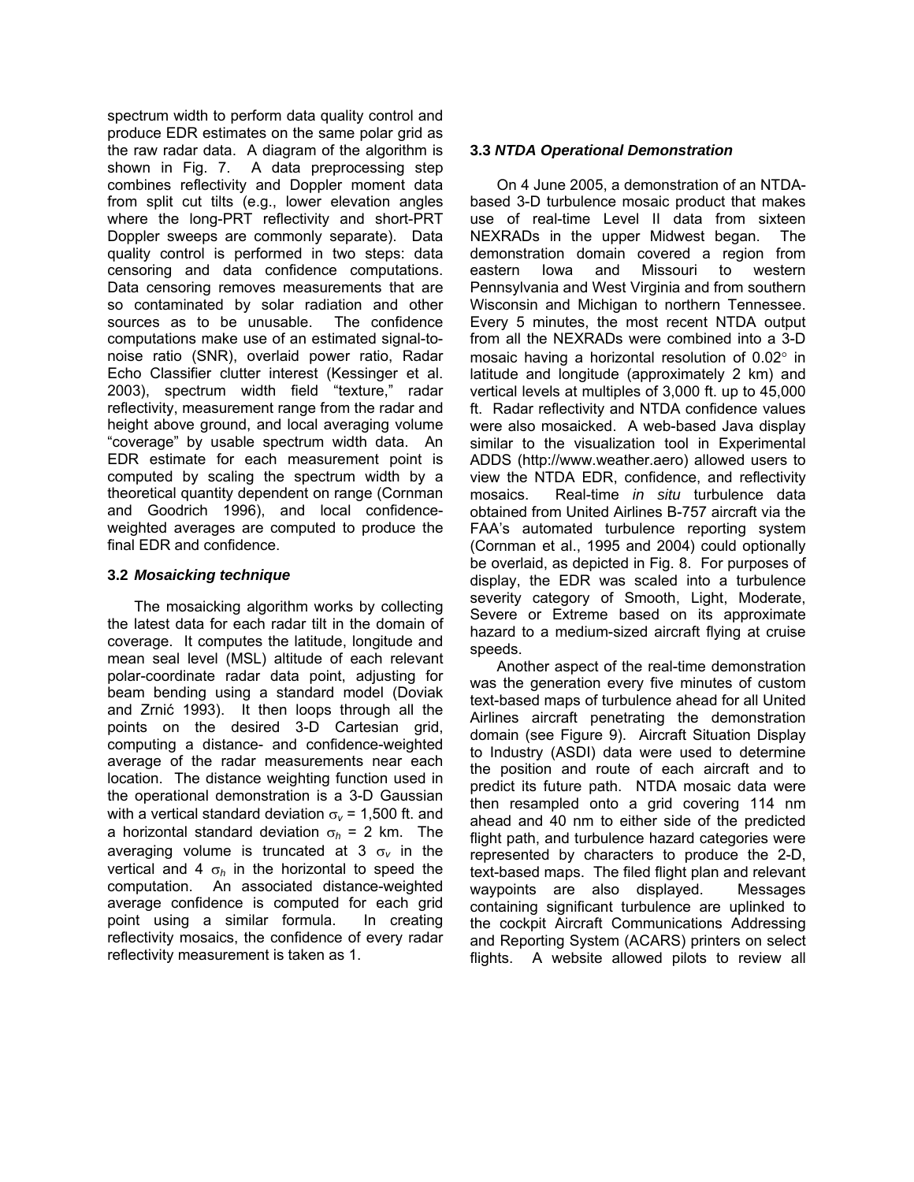spectrum width to perform data quality control and produce EDR estimates on the same polar grid as the raw radar data. A diagram of the algorithm is shown in Fig. 7. A data preprocessing step combines reflectivity and Doppler moment data from split cut tilts (e.g., lower elevation angles where the long-PRT reflectivity and short-PRT Doppler sweeps are commonly separate). Data quality control is performed in two steps: data censoring and data confidence computations. Data censoring removes measurements that are so contaminated by solar radiation and other sources as to be unusable. The confidence computations make use of an estimated signal-to-noise ratio (SNR), overlaid power ratio, Radar Echo Classifier clutter interest (Kessinger et al. 2003), spectrum width field "texture," radar reflectivity, measurement range from the radar and height above ground, and local averaging volume "coverage" by usable spectrum width data. An EDR estimate for each measurement point is computed by scaling the spectrum width by a theoretical quantity dependent on range (Cornman and Goodrich 1996), and local confidence-weighted averages are computed to produce the final EDR and confidence.

### 3.2 *Mosaicking technique*

The mosaicking algorithm works by collecting the latest data for each radar tilt in the domain of coverage. It computes the latitude, longitude and mean seal level (MSL) altitude of each relevant polar-coordinate radar data point, adjusting for beam bending using a standard model (Doviak and Zrnić 1993). It then loops through all the points on the desired 3-D Cartesian grid, computing a distance- and confidence-weighted average of the radar measurements near each location. The distance weighting function used in the operational demonstration is a 3-D Gaussian with a vertical standard deviation $\sigma_v$ = 1,500 ft. and a horizontal standard deviation $\sigma_h$ = 2 km. The averaging volume is truncated at 3 $\sigma_v$ in the vertical and 4 $\sigma_h$ in the horizontal to speed the computation. An associated distance-weighted average confidence is computed for each grid point using a similar formula. In creating reflectivity mosaics, the confidence of every radar reflectivity measurement is taken as 1.

### 3.3 *NTDA Operational Demonstration*

On 4 June 2005, a demonstration of an NTDA-based 3-D turbulence mosaic product that makes use of real-time Level II data from sixteen NEXRADs in the upper Midwest began. The demonstration domain covered a region from eastern Iowa and Missouri to western Pennsylvania and West Virginia and from southern Wisconsin and Michigan to northern Tennessee. Every 5 minutes, the most recent NTDA output from all the NEXRADs were combined into a 3-D mosaic having a horizontal resolution of 0.02° in latitude and longitude (approximately 2 km) and vertical levels at multiples of 3,000 ft. up to 45,000 ft. Radar reflectivity and NTDA confidence values were also mosaicked. A web-based Java display similar to the visualization tool in Experimental ADDS (http://www.weather.aero) allowed users to view the NTDA EDR, confidence, and reflectivity mosaics. Real-time *in situ* turbulence data obtained from United Airlines B-757 aircraft via the FAA's automated turbulence reporting system (Cornman et al., 1995 and 2004) could optionally be overlaid, as depicted in Fig. 8. For purposes of display, the EDR was scaled into a turbulence severity category of Smooth, Light, Moderate, Severe or Extreme based on its approximate hazard to a medium-sized aircraft flying at cruise speeds.

Another aspect of the real-time demonstration was the generation every five minutes of custom text-based maps of turbulence ahead for all United Airlines aircraft penetrating the demonstration domain (see Figure 9). Aircraft Situation Display to Industry (ASDI) data were used to determine the position and route of each aircraft and to predict its future path. NTDA mosaic data were then resampled onto a grid covering 114 nm ahead and 40 nm to either side of the predicted flight path, and turbulence hazard categories were represented by characters to produce the 2-D, text-based maps. The filed flight plan and relevant waypoints are also displayed. Messages containing significant turbulence are uplinked to the cockpit Aircraft Communications Addressing and Reporting System (ACARS) printers on select flights. A website allowed pilots to review all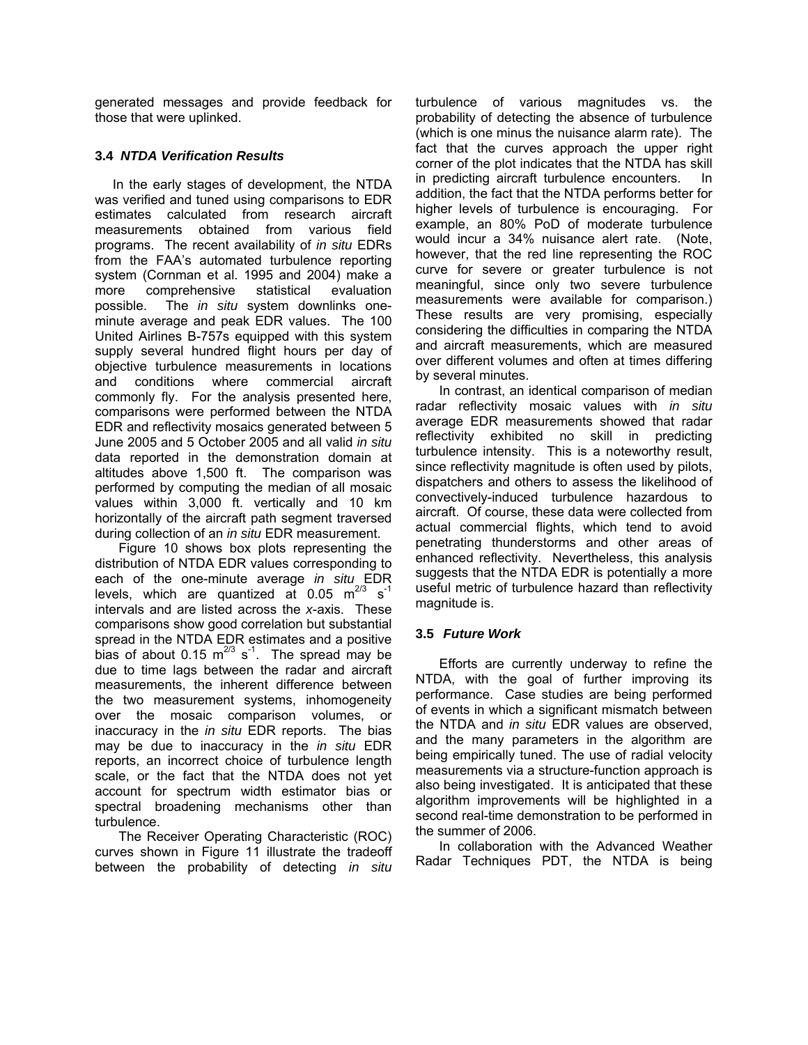generated messages and provide feedback for those that were uplinked.

### 3.4 *NTDA Verification Results*

In the early stages of development, the NTDA was verified and tuned using comparisons to EDR estimates calculated from research aircraft measurements obtained from various field programs. The recent availability of *in situ* EDRs from the FAA's automated turbulence reporting system (Cornman et al. 1995 and 2004) make a more comprehensive statistical evaluation possible. The *in situ* system downlinks one-minute average and peak EDR values. The 100 United Airlines B-757s equipped with this system supply several hundred flight hours per day of objective turbulence measurements in locations and conditions where commercial aircraft commonly fly. For the analysis presented here, comparisons were performed between the NTDA EDR and reflectivity mosaics generated between 5 June 2005 and 5 October 2005 and all valid *in situ* data reported in the demonstration domain at altitudes above 1,500 ft. The comparison was performed by computing the median of all mosaic values within 3,000 ft. vertically and 10 km horizontally of the aircraft path segment traversed during collection of an *in situ* EDR measurement.

Figure 10 shows box plots representing the distribution of NTDA EDR values corresponding to each of the one-minute average *in situ* EDR levels, which are quantized at 0.05 $m^{2/3}$ $s^{-1}$ intervals and are listed across the *x*-axis. These comparisons show good correlation but substantial spread in the NTDA EDR estimates and a positive bias of about 0.15 $m^{2/3}$ $s^{-1}$. The spread may be due to time lags between the radar and aircraft measurements, the inherent difference between the two measurement systems, inhomogeneity over the mosaic comparison volumes, or inaccuracy in the *in situ* EDR reports. The bias may be due to inaccuracy in the *in situ* EDR reports, an incorrect choice of turbulence length scale, or the fact that the NTDA does not yet account for spectrum width estimator bias or spectral broadening mechanisms other than turbulence.

The Receiver Operating Characteristic (ROC) curves shown in Figure 11 illustrate the tradeoff between the probability of detecting *in situ* turbulence of various magnitudes vs. the probability of detecting the absence of turbulence (which is one minus the nuisance alarm rate). The fact that the curves approach the upper right corner of the plot indicates that the NTDA has skill in predicting aircraft turbulence encounters. In addition, the fact that the NTDA performs better for higher levels of turbulence is encouraging. For example, an 80% PoD of moderate turbulence would incur a 34% nuisance alert rate. (Note, however, that the red line representing the ROC curve for severe or greater turbulence is not meaningful, since only two severe turbulence measurements were available for comparison.) These results are very promising, especially considering the difficulties in comparing the NTDA and aircraft measurements, which are measured over different volumes and often at times differing by several minutes.

In contrast, an identical comparison of median radar reflectivity mosaic values with *in situ* average EDR measurements showed that radar reflectivity exhibited no skill in predicting turbulence intensity. This is a noteworthy result, since reflectivity magnitude is often used by pilots, dispatchers and others to assess the likelihood of convectively-induced turbulence hazardous to aircraft. Of course, these data were collected from actual commercial flights, which tend to avoid penetrating thunderstorms and other areas of enhanced reflectivity. Nevertheless, this analysis suggests that the NTDA EDR is potentially a more useful metric of turbulence hazard than reflectivity magnitude is.

### 3.5 *Future Work*

Efforts are currently underway to refine the NTDA, with the goal of further improving its performance. Case studies are being performed of events in which a significant mismatch between the NTDA and *in situ* EDR values are observed, and the many parameters in the algorithm are being empirically tuned. The use of radial velocity measurements via a structure-function approach is also being investigated. It is anticipated that these algorithm improvements will be highlighted in a second real-time demonstration to be performed in the summer of 2006.

In collaboration with the Advanced Weather Radar Techniques PDT, the NTDA is being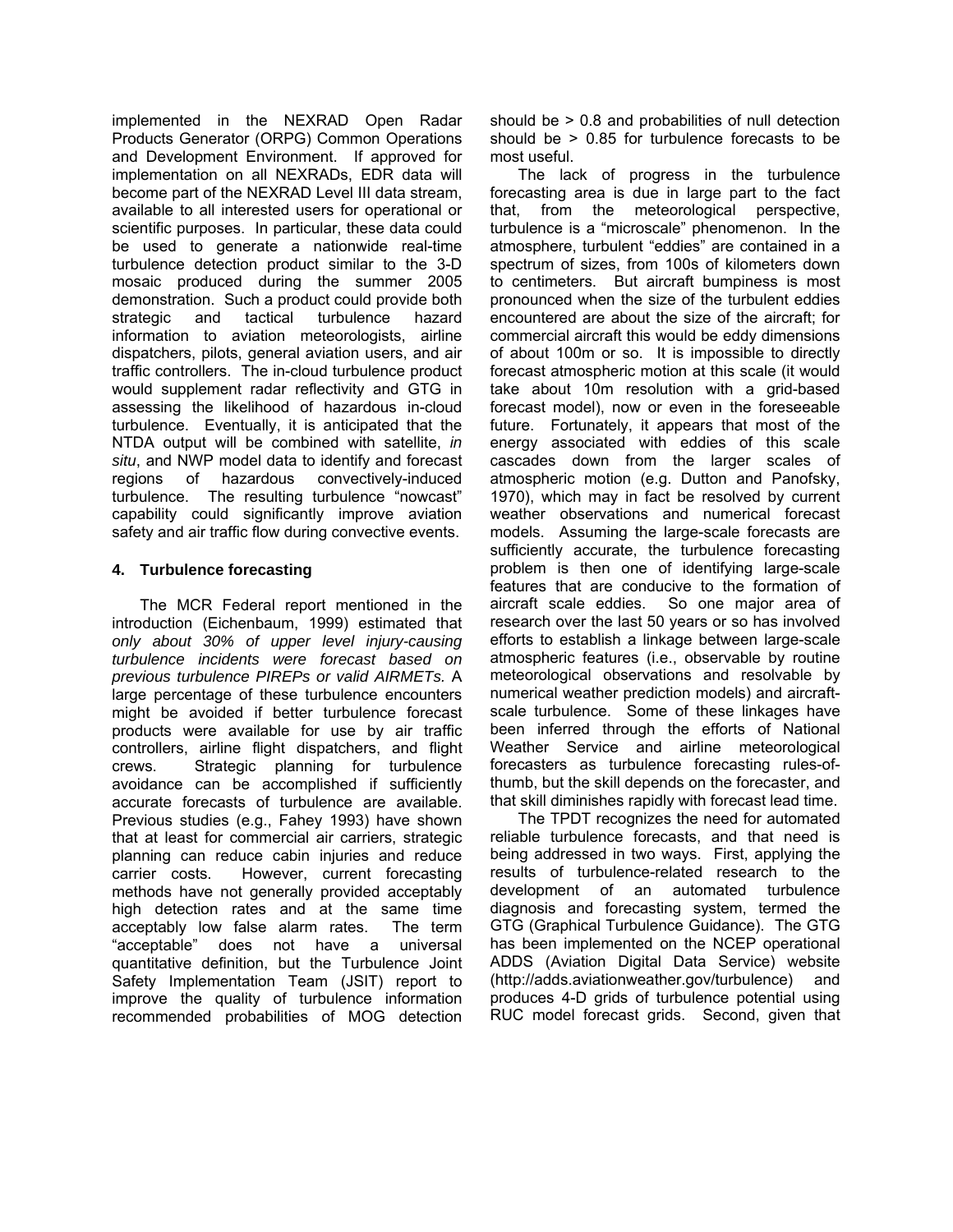implemented in the NEXRAD Open Radar Products Generator (ORPG) Common Operations and Development Environment. If approved for implementation on all NEXRADs, EDR data will become part of the NEXRAD Level III data stream, available to all interested users for operational or scientific purposes. In particular, these data could be used to generate a nationwide real-time turbulence detection product similar to the 3-D mosaic produced during the summer 2005 demonstration. Such a product could provide both strategic and tactical turbulence hazard information to aviation meteorologists, airline dispatchers, pilots, general aviation users, and air traffic controllers. The in-cloud turbulence product would supplement radar reflectivity and GTG in assessing the likelihood of hazardous in-cloud turbulence. Eventually, it is anticipated that the NTDA output will be combined with satellite, *in situ*, and NWP model data to identify and forecast regions of hazardous convectively-induced turbulence. The resulting turbulence "nowcast" capability could significantly improve aviation safety and air traffic flow during convective events.

## 4. Turbulence forecasting

The MCR Federal report mentioned in the introduction (Eichenbaum, 1999) estimated that *only about 30% of upper level injury-causing turbulence incidents were forecast based on previous turbulence PIREPs or valid AIRMETs.* A large percentage of these turbulence encounters might be avoided if better turbulence forecast products were available for use by air traffic controllers, airline flight dispatchers, and flight crews. Strategic planning for turbulence avoidance can be accomplished if sufficiently accurate forecasts of turbulence are available. Previous studies (e.g., Fahey 1993) have shown that at least for commercial air carriers, strategic planning can reduce cabin injuries and reduce carrier costs. However, current forecasting methods have not generally provided acceptably high detection rates and at the same time acceptably low false alarm rates. The term "acceptable" does not have a universal quantitative definition, but the Turbulence Joint Safety Implementation Team (JSIT) report to improve the quality of turbulence information recommended probabilities of MOG detection should be > 0.8 and probabilities of null detection should be > 0.85 for turbulence forecasts to be most useful.

The lack of progress in the turbulence forecasting area is due in large part to the fact that, from the meteorological perspective, turbulence is a "microscale" phenomenon. In the atmosphere, turbulent "eddies" are contained in a spectrum of sizes, from 100s of kilometers down to centimeters. But aircraft bumpiness is most pronounced when the size of the turbulent eddies encountered are about the size of the aircraft; for commercial aircraft this would be eddy dimensions of about 100m or so. It is impossible to directly forecast atmospheric motion at this scale (it would take about 10m resolution with a grid-based forecast model), now or even in the foreseeable future. Fortunately, it appears that most of the energy associated with eddies of this scale cascades down from the larger scales of atmospheric motion (e.g. Dutton and Panofsky, 1970), which may in fact be resolved by current weather observations and numerical forecast models. Assuming the large-scale forecasts are sufficiently accurate, the turbulence forecasting problem is then one of identifying large-scale features that are conducive to the formation of aircraft scale eddies. So one major area of research over the last 50 years or so has involved efforts to establish a linkage between large-scale atmospheric features (i.e., observable by routine meteorological observations and resolvable by numerical weather prediction models) and aircraft-scale turbulence. Some of these linkages have been inferred through the efforts of National Weather Service and airline meteorological forecasters as turbulence forecasting rules-of-thumb, but the skill depends on the forecaster, and that skill diminishes rapidly with forecast lead time.

The TPDT recognizes the need for automated reliable turbulence forecasts, and that need is being addressed in two ways. First, applying the results of turbulence-related research to the development of an automated turbulence diagnosis and forecasting system, termed the GTG (Graphical Turbulence Guidance). The GTG has been implemented on the NCEP operational ADDS (Aviation Digital Data Service) website (http://adds.aviationweather.gov/turbulence) and produces 4-D grids of turbulence potential using RUC model forecast grids. Second, given that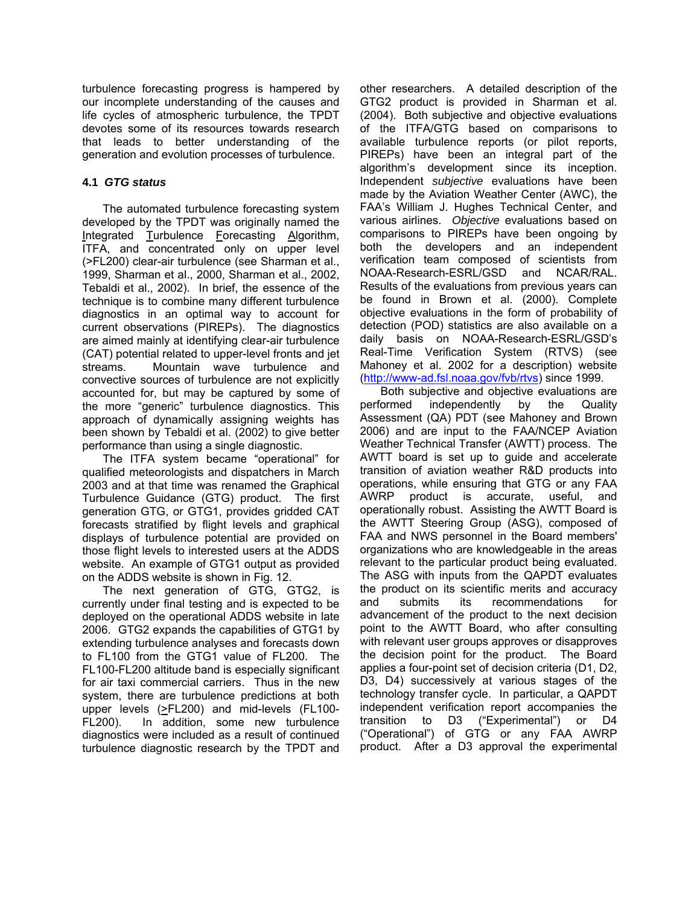turbulence forecasting progress is hampered by our incomplete understanding of the causes and life cycles of atmospheric turbulence, the TPDT devotes some of its resources towards research that leads to better understanding of the generation and evolution processes of turbulence.

### 4.1 *GTG status*

The automated turbulence forecasting system developed by the TPDT was originally named the Integrated Turbulence Forecasting Algorithm, ITFA, and concentrated only on upper level (>FL200) clear-air turbulence (see Sharman et al., 1999, Sharman et al., 2000, Sharman et al., 2002, Tebaldi et al., 2002). In brief, the essence of the technique is to combine many different turbulence diagnostics in an optimal way to account for current observations (PIREPs). The diagnostics are aimed mainly at identifying clear-air turbulence (CAT) potential related to upper-level fronts and jet streams. Mountain wave turbulence and convective sources of turbulence are not explicitly accounted for, but may be captured by some of the more "generic" turbulence diagnostics. This approach of dynamically assigning weights has been shown by Tebaldi et al. (2002) to give better performance than using a single diagnostic.

The ITFA system became "operational" for qualified meteorologists and dispatchers in March 2003 and at that time was renamed the Graphical Turbulence Guidance (GTG) product. The first generation GTG, or GTG1, provides gridded CAT forecasts stratified by flight levels and graphical displays of turbulence potential are provided on those flight levels to interested users at the ADDS website. An example of GTG1 output as provided on the ADDS website is shown in Fig. 12.

The next generation of GTG, GTG2, is currently under final testing and is expected to be deployed on the operational ADDS website in late 2006. GTG2 expands the capabilities of GTG1 by extending turbulence analyses and forecasts down to FL100 from the GTG1 value of FL200. The FL100-FL200 altitude band is especially significant for air taxi commercial carriers. Thus in the new system, there are turbulence predictions at both upper levels (≥FL200) and mid-levels (FL100-FL200). In addition, some new turbulence diagnostics were included as a result of continued turbulence diagnostic research by the TPDT and other researchers. A detailed description of the GTG2 product is provided in Sharman et al. (2004). Both subjective and objective evaluations of the ITFA/GTG based on comparisons to available turbulence reports (or pilot reports, PIREPs) have been an integral part of the algorithm's development since its inception. Independent *subjective* evaluations have been made by the Aviation Weather Center (AWC), the FAA's William J. Hughes Technical Center, and various airlines. *Objective* evaluations based on comparisons to PIREPs have been ongoing by both the developers and an independent verification team composed of scientists from NOAA-Research-ESRL/GSD and NCAR/RAL. Results of the evaluations from previous years can be found in Brown et al. (2000). Complete objective evaluations in the form of probability of detection (POD) statistics are also available on a daily basis on NOAA-Research-ESRL/GSD's Real-Time Verification System (RTVS) (see Mahoney et al. 2002 for a description) website (http://www-ad.fsl.noaa.gov/fvb/rtvs) since 1999.

Both subjective and objective evaluations are performed independently by the Quality Assessment (QA) PDT (see Mahoney and Brown 2006) and are input to the FAA/NCEP Aviation Weather Technical Transfer (AWTT) process. The AWTT board is set up to guide and accelerate transition of aviation weather R&D products into operations, while ensuring that GTG or any FAA AWRP product is accurate, useful, and operationally robust. Assisting the AWTT Board is the AWTT Steering Group (ASG), composed of FAA and NWS personnel in the Board members' organizations who are knowledgeable in the areas relevant to the particular product being evaluated. The ASG with inputs from the QAPDT evaluates the product on its scientific merits and accuracy and submits its recommendations for advancement of the product to the next decision point to the AWTT Board, who after consulting with relevant user groups approves or disapproves the decision point for the product. The Board applies a four-point set of decision criteria (D1, D2, D3, D4) successively at various stages of the technology transfer cycle. In particular, a QAPDT independent verification report accompanies the transition to D3 ("Experimental") or D4 ("Operational") of GTG or any FAA AWRP product. After a D3 approval the experimental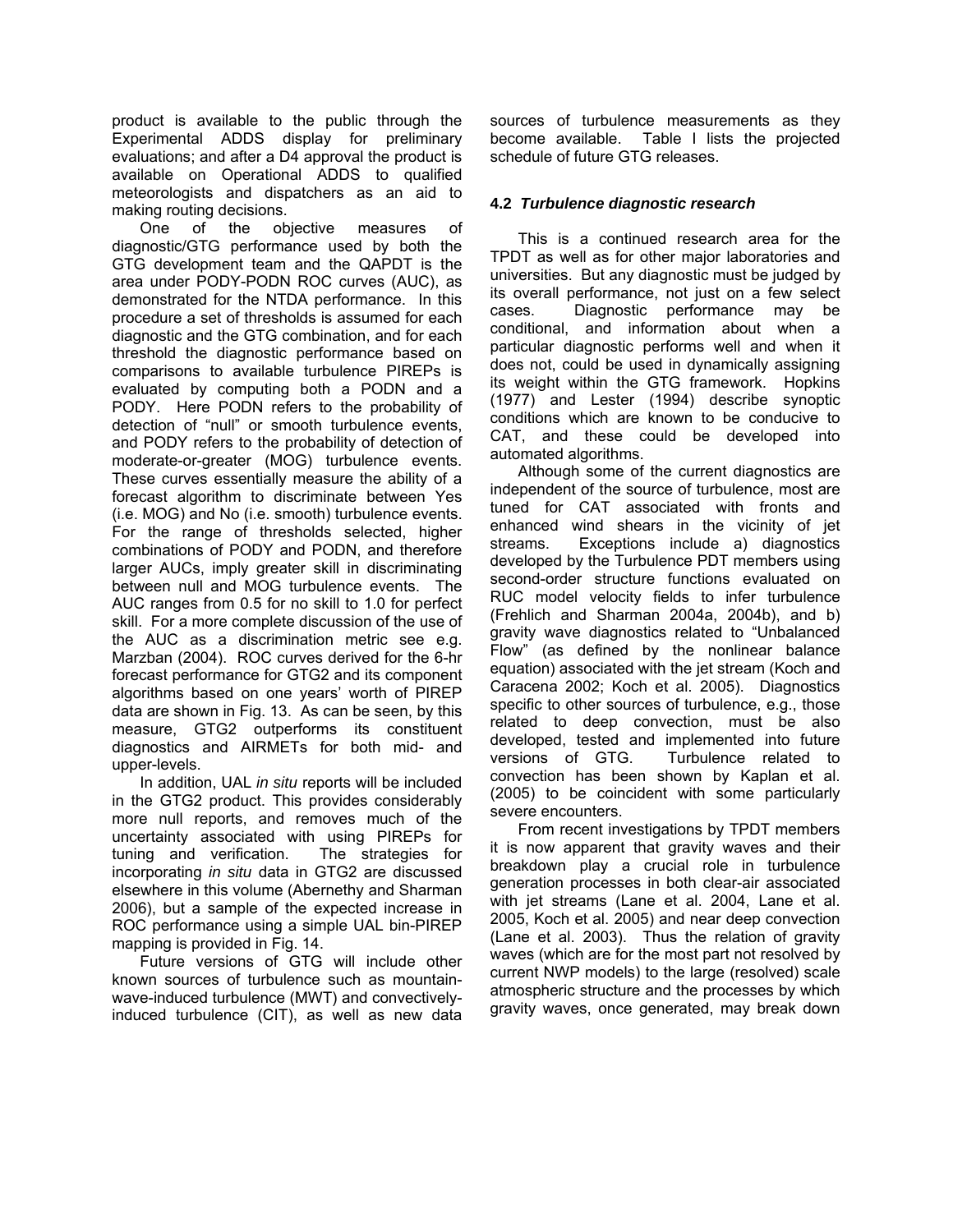product is available to the public through the Experimental ADDS display for preliminary evaluations; and after a D4 approval the product is available on Operational ADDS to qualified meteorologists and dispatchers as an aid to making routing decisions.

One of the objective measures of diagnostic/GTG performance used by both the GTG development team and the QAPDT is the area under PODY-PODN ROC curves (AUC), as demonstrated for the NTDA performance. In this procedure a set of thresholds is assumed for each diagnostic and the GTG combination, and for each threshold the diagnostic performance based on comparisons to available turbulence PIREPs is evaluated by computing both a PODN and a PODY. Here PODN refers to the probability of detection of "null" or smooth turbulence events, and PODY refers to the probability of detection of moderate-or-greater (MOG) turbulence events. These curves essentially measure the ability of a forecast algorithm to discriminate between Yes (i.e. MOG) and No (i.e. smooth) turbulence events. For the range of thresholds selected, higher combinations of PODY and PODN, and therefore larger AUCs, imply greater skill in discriminating between null and MOG turbulence events. The AUC ranges from 0.5 for no skill to 1.0 for perfect skill. For a more complete discussion of the use of the AUC as a discrimination metric see e.g. Marzban (2004). ROC curves derived for the 6-hr forecast performance for GTG2 and its component algorithms based on one years' worth of PIREP data are shown in Fig. 13. As can be seen, by this measure, GTG2 outperforms its constituent diagnostics and AIRMETs for both mid- and upper-levels.

In addition, UAL *in situ* reports will be included in the GTG2 product. This provides considerably more null reports, and removes much of the uncertainty associated with using PIREPs for tuning and verification. The strategies for incorporating *in situ* data in GTG2 are discussed elsewhere in this volume (Abernethy and Sharman 2006), but a sample of the expected increase in ROC performance using a simple UAL bin-PIREP mapping is provided in Fig. 14.

Future versions of GTG will include other known sources of turbulence such as mountain-wave-induced turbulence (MWT) and convectively-induced turbulence (CIT), as well as new data sources of turbulence measurements as they become available. Table I lists the projected schedule of future GTG releases.

### 4.2 *Turbulence diagnostic research*

This is a continued research area for the TPDT as well as for other major laboratories and universities. But any diagnostic must be judged by its overall performance, not just on a few select cases. Diagnostic performance may be conditional, and information about when a particular diagnostic performs well and when it does not, could be used in dynamically assigning its weight within the GTG framework. Hopkins (1977) and Lester (1994) describe synoptic conditions which are known to be conducive to CAT, and these could be developed into automated algorithms.

Although some of the current diagnostics are independent of the source of turbulence, most are tuned for CAT associated with fronts and enhanced wind shears in the vicinity of jet streams. Exceptions include a) diagnostics developed by the Turbulence PDT members using second-order structure functions evaluated on RUC model velocity fields to infer turbulence (Frehlich and Sharman 2004a, 2004b), and b) gravity wave diagnostics related to "Unbalanced Flow" (as defined by the nonlinear balance equation) associated with the jet stream (Koch and Caracena 2002; Koch et al. 2005). Diagnostics specific to other sources of turbulence, e.g., those related to deep convection, must be also developed, tested and implemented into future versions of GTG. Turbulence related to convection has been shown by Kaplan et al. (2005) to be coincident with some particularly severe encounters.

From recent investigations by TPDT members it is now apparent that gravity waves and their breakdown play a crucial role in turbulence generation processes in both clear-air associated with jet streams (Lane et al. 2004, Lane et al. 2005, Koch et al. 2005) and near deep convection (Lane et al. 2003). Thus the relation of gravity waves (which are for the most part not resolved by current NWP models) to the large (resolved) scale atmospheric structure and the processes by which gravity waves, once generated, may break down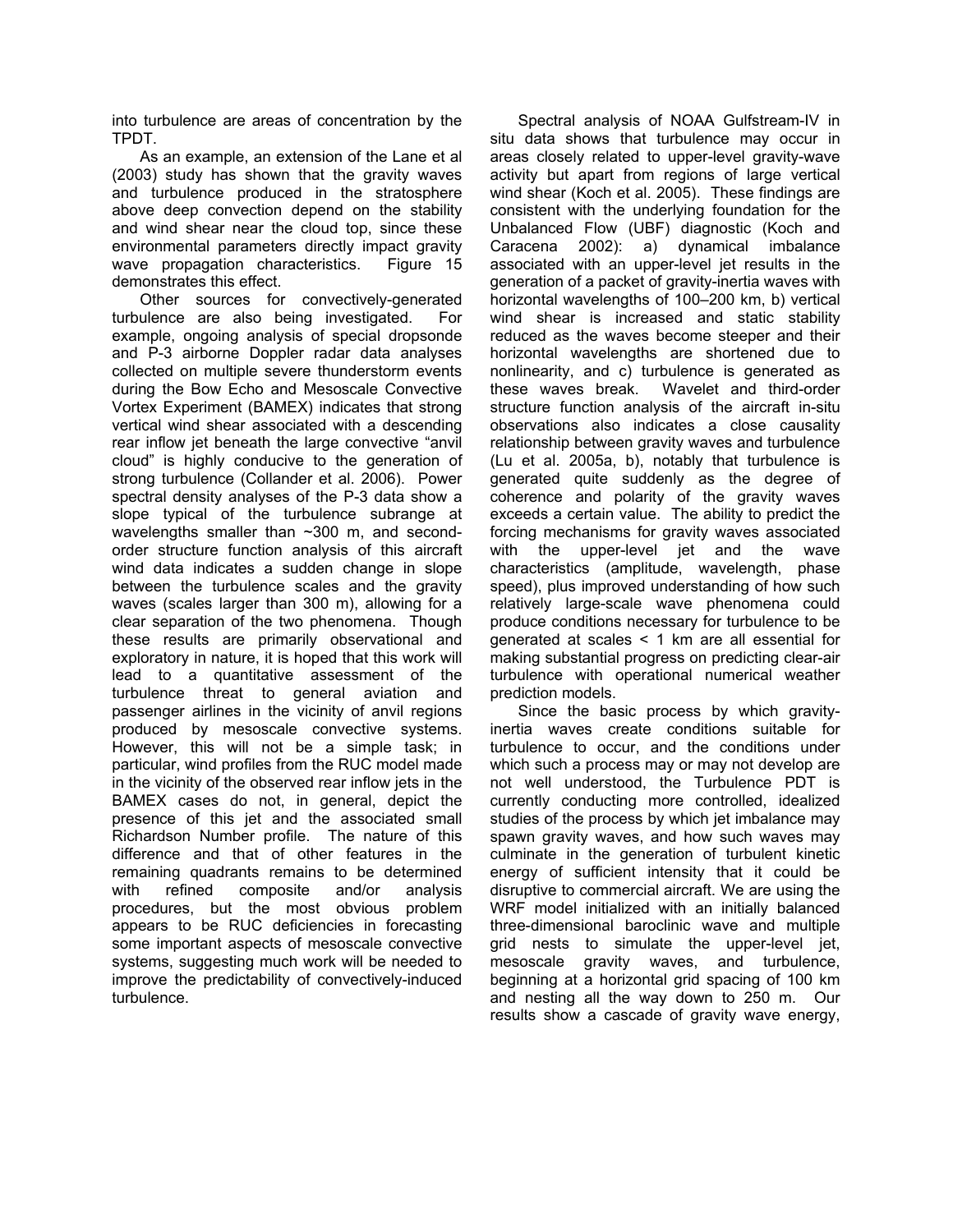into turbulence are areas of concentration by the TPDT.

As an example, an extension of the Lane et al (2003) study has shown that the gravity waves and turbulence produced in the stratosphere above deep convection depend on the stability and wind shear near the cloud top, since these environmental parameters directly impact gravity wave propagation characteristics. Figure 15 demonstrates this effect.

Other sources for convectively-generated turbulence are also being investigated. For example, ongoing analysis of special dropsonde and P-3 airborne Doppler radar data analyses collected on multiple severe thunderstorm events during the Bow Echo and Mesoscale Convective Vortex Experiment (BAMEX) indicates that strong vertical wind shear associated with a descending rear inflow jet beneath the large convective "anvil cloud" is highly conducive to the generation of strong turbulence (Collander et al. 2006). Power spectral density analyses of the P-3 data show a slope typical of the turbulence subrange at wavelengths smaller than ~300 m, and second-order structure function analysis of this aircraft wind data indicates a sudden change in slope between the turbulence scales and the gravity waves (scales larger than 300 m), allowing for a clear separation of the two phenomena. Though these results are primarily observational and exploratory in nature, it is hoped that this work will lead to a quantitative assessment of the turbulence threat to general aviation and passenger airlines in the vicinity of anvil regions produced by mesoscale convective systems. However, this will not be a simple task; in particular, wind profiles from the RUC model made in the vicinity of the observed rear inflow jets in the BAMEX cases do not, in general, depict the presence of this jet and the associated small Richardson Number profile. The nature of this difference and that of other features in the remaining quadrants remains to be determined with refined composite and/or analysis procedures, but the most obvious problem appears to be RUC deficiencies in forecasting some important aspects of mesoscale convective systems, suggesting much work will be needed to improve the predictability of convectively-induced turbulence.

Spectral analysis of NOAA Gulfstream-IV in situ data shows that turbulence may occur in areas closely related to upper-level gravity-wave activity but apart from regions of large vertical wind shear (Koch et al. 2005). These findings are consistent with the underlying foundation for the Unbalanced Flow (UBF) diagnostic (Koch and Caracena 2002): a) dynamical imbalance associated with an upper-level jet results in the generation of a packet of gravity-inertia waves with horizontal wavelengths of 100–200 km, b) vertical wind shear is increased and static stability reduced as the waves become steeper and their horizontal wavelengths are shortened due to nonlinearity, and c) turbulence is generated as these waves break. Wavelet and third-order structure function analysis of the aircraft in-situ observations also indicates a close causality relationship between gravity waves and turbulence (Lu et al. 2005a, b), notably that turbulence is generated quite suddenly as the degree of coherence and polarity of the gravity waves exceeds a certain value. The ability to predict the forcing mechanisms for gravity waves associated with the upper-level jet and the wave characteristics (amplitude, wavelength, phase speed), plus improved understanding of how such relatively large-scale wave phenomena could produce conditions necessary for turbulence to be generated at scales < 1 km are all essential for making substantial progress on predicting clear-air turbulence with operational numerical weather prediction models.

Since the basic process by which gravity-inertia waves create conditions suitable for turbulence to occur, and the conditions under which such a process may or may not develop are not well understood, the Turbulence PDT is currently conducting more controlled, idealized studies of the process by which jet imbalance may spawn gravity waves, and how such waves may culminate in the generation of turbulent kinetic energy of sufficient intensity that it could be disruptive to commercial aircraft. We are using the WRF model initialized with an initially balanced three-dimensional baroclinic wave and multiple grid nests to simulate the upper-level jet, mesoscale gravity waves, and turbulence, beginning at a horizontal grid spacing of 100 km and nesting all the way down to 250 m. Our results show a cascade of gravity wave energy,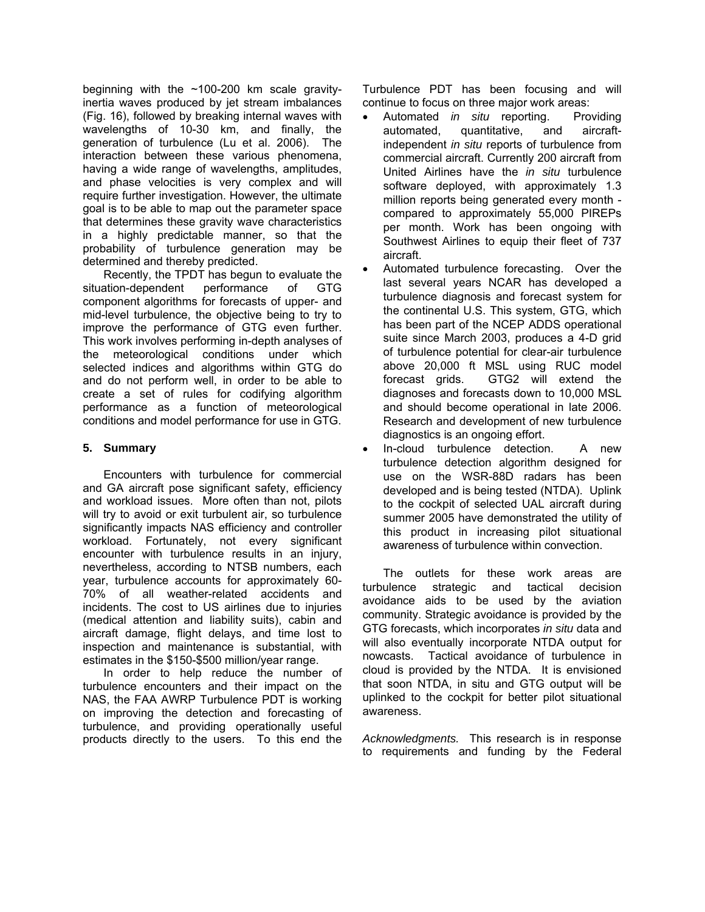beginning with the ~100-200 km scale gravity-inertia waves produced by jet stream imbalances (Fig. 16), followed by breaking internal waves with wavelengths of 10-30 km, and finally, the generation of turbulence (Lu et al. 2006). The interaction between these various phenomena, having a wide range of wavelengths, amplitudes, and phase velocities is very complex and will require further investigation. However, the ultimate goal is to be able to map out the parameter space that determines these gravity wave characteristics in a highly predictable manner, so that the probability of turbulence generation may be determined and thereby predicted.

Recently, the TPDT has begun to evaluate the situation-dependent performance of GTG component algorithms for forecasts of upper- and mid-level turbulence, the objective being to try to improve the performance of GTG even further. This work involves performing in-depth analyses of the meteorological conditions under which selected indices and algorithms within GTG do and do not perform well, in order to be able to create a set of rules for codifying algorithm performance as a function of meteorological conditions and model performance for use in GTG.

## 5. Summary

Encounters with turbulence for commercial and GA aircraft pose significant safety, efficiency and workload issues. More often than not, pilots will try to avoid or exit turbulent air, so turbulence significantly impacts NAS efficiency and controller workload. Fortunately, not every significant encounter with turbulence results in an injury, nevertheless, according to NTSB numbers, each year, turbulence accounts for approximately 60-70% of all weather-related accidents and incidents. The cost to US airlines due to injuries (medical attention and liability suits), cabin and aircraft damage, flight delays, and time lost to inspection and maintenance is substantial, with estimates in the $150-$500 million/year range.

In order to help reduce the number of turbulence encounters and their impact on the NAS, the FAA AWRP Turbulence PDT is working on improving the detection and forecasting of turbulence, and providing operationally useful products directly to the users. To this end the Turbulence PDT has been focusing and will continue to focus on three major work areas:

- Automated *in situ* reporting. Providing automated, quantitative, and aircraft-independent *in situ* reports of turbulence from commercial aircraft. Currently 200 aircraft from United Airlines have the *in situ* turbulence software deployed, with approximately 1.3 million reports being generated every month - compared to approximately 55,000 PIREPs per month. Work has been ongoing with Southwest Airlines to equip their fleet of 737 aircraft.
- Automated turbulence forecasting. Over the last several years NCAR has developed a turbulence diagnosis and forecast system for the continental U.S. This system, GTG, which has been part of the NCEP ADDS operational suite since March 2003, produces a 4-D grid of turbulence potential for clear-air turbulence above 20,000 ft MSL using RUC model forecast grids. GTG2 will extend the diagnoses and forecasts down to 10,000 MSL and should become operational in late 2006. Research and development of new turbulence diagnostics is an ongoing effort.
- In-cloud turbulence detection. A new turbulence detection algorithm designed for use on the WSR-88D radars has been developed and is being tested (NTDA). Uplink to the cockpit of selected UAL aircraft during summer 2005 have demonstrated the utility of this product in increasing pilot situational awareness of turbulence within convection.

The outlets for these work areas are turbulence strategic and tactical decision avoidance aids to be used by the aviation community. Strategic avoidance is provided by the GTG forecasts, which incorporates *in situ* data and will also eventually incorporate NTDA output for nowcasts. Tactical avoidance of turbulence in cloud is provided by the NTDA. It is envisioned that soon NTDA, in situ and GTG output will be uplinked to the cockpit for better pilot situational awareness.

*Acknowledgments.* This research is in response to requirements and funding by the Federal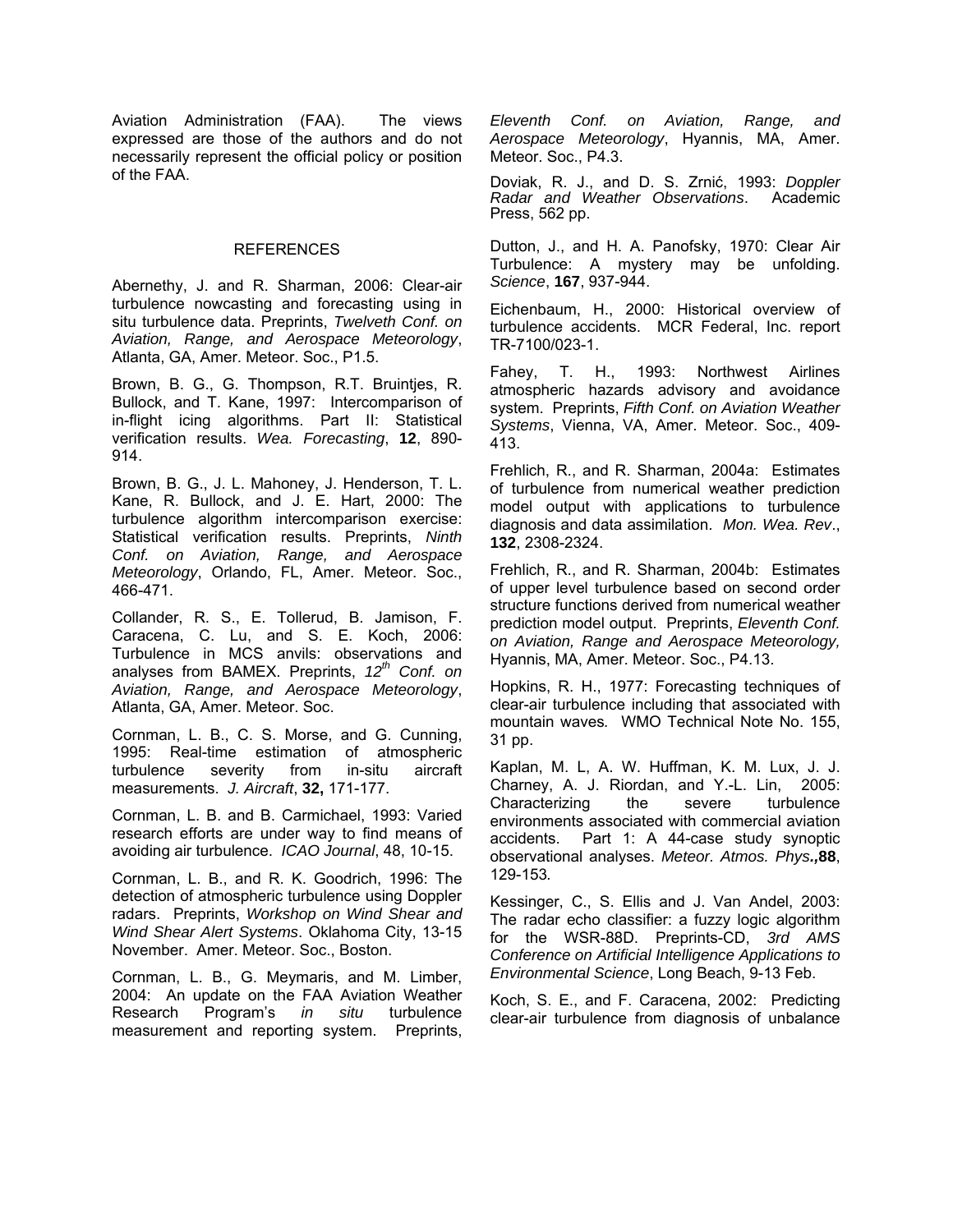Aviation Administration (FAA). The views expressed are those of the authors and do not necessarily represent the official policy or position of the FAA.

## REFERENCES

Abernethy, J. and R. Sharman, 2006: Clear-air turbulence nowcasting and forecasting using in situ turbulence data. Preprints, *Twelveth Conf. on Aviation, Range, and Aerospace Meteorology*, Atlanta, GA, Amer. Meteor. Soc., P1.5.

Brown, B. G., G. Thompson, R.T. Bruintjes, R. Bullock, and T. Kane, 1997: Intercomparison of in-flight icing algorithms. Part II: Statistical verification results. *Wea. Forecasting*, **12**, 890-914.

Brown, B. G., J. L. Mahoney, J. Henderson, T. L. Kane, R. Bullock, and J. E. Hart, 2000: The turbulence algorithm intercomparison exercise: Statistical verification results. Preprints, *Ninth Conf. on Aviation, Range, and Aerospace Meteorology*, Orlando, FL, Amer. Meteor. Soc., 466-471.

Collander, R. S., E. Tollerud, B. Jamison, F. Caracena, C. Lu, and S. E. Koch, 2006: Turbulence in MCS anvils: observations and analyses from BAMEX. Preprints, *12th Conf. on Aviation, Range, and Aerospace Meteorology*, Atlanta, GA, Amer. Meteor. Soc.

Cornman, L. B., C. S. Morse, and G. Cunning, 1995: Real-time estimation of atmospheric turbulence severity from in-situ aircraft measurements. *J. Aircraft*, **32,** 171-177.

Cornman, L. B. and B. Carmichael, 1993: Varied research efforts are under way to find means of avoiding air turbulence. *ICAO Journal*, 48, 10-15.

Cornman, L. B., and R. K. Goodrich, 1996: The detection of atmospheric turbulence using Doppler radars. Preprints, *Workshop on Wind Shear and Wind Shear Alert Systems*. Oklahoma City, 13-15 November. Amer. Meteor. Soc., Boston.

Cornman, L. B., G. Meymaris, and M. Limber, 2004: An update on the FAA Aviation Weather Research Program's *in situ* turbulence measurement and reporting system. Preprints, *Eleventh Conf. on Aviation, Range, and Aerospace Meteorology*, Hyannis, MA, Amer. Meteor. Soc., P4.3.

Doviak, R. J., and D. S. Zrnić, 1993: *Doppler Radar and Weather Observations*. Academic Press, 562 pp.

Dutton, J., and H. A. Panofsky, 1970: Clear Air Turbulence: A mystery may be unfolding. *Science*, **167**, 937-944.

Eichenbaum, H., 2000: Historical overview of turbulence accidents. MCR Federal, Inc. report TR-7100/023-1.

Fahey, T. H., 1993: Northwest Airlines atmospheric hazards advisory and avoidance system. Preprints, *Fifth Conf. on Aviation Weather Systems*, Vienna, VA, Amer. Meteor. Soc., 409-413.

Frehlich, R., and R. Sharman, 2004a: Estimates of turbulence from numerical weather prediction model output with applications to turbulence diagnosis and data assimilation. *Mon. Wea. Rev*., **132**, 2308-2324.

Frehlich, R., and R. Sharman, 2004b: Estimates of upper level turbulence based on second order structure functions derived from numerical weather prediction model output. Preprints, *Eleventh Conf. on Aviation, Range and Aerospace Meteorology,* Hyannis, MA, Amer. Meteor. Soc., P4.13.

Hopkins, R. H., 1977: Forecasting techniques of clear-air turbulence including that associated with mountain waves*.* WMO Technical Note No. 155, 31 pp.

Kaplan, M. L, A. W. Huffman, K. M. Lux, J. J. Charney, A. J. Riordan, and Y.-L. Lin, 2005: Characterizing the severe turbulence environments associated with commercial aviation accidents. Part 1: A 44-case study synoptic observational analyses. *Meteor. Atmos. Phys.***,88**, 129-153*.*

Kessinger, C., S. Ellis and J. Van Andel, 2003: The radar echo classifier: a fuzzy logic algorithm for the WSR-88D. Preprints-CD, *3rd AMS Conference on Artificial Intelligence Applications to Environmental Science*, Long Beach, 9-13 Feb.

Koch, S. E., and F. Caracena, 2002: Predicting clear-air turbulence from diagnosis of unbalance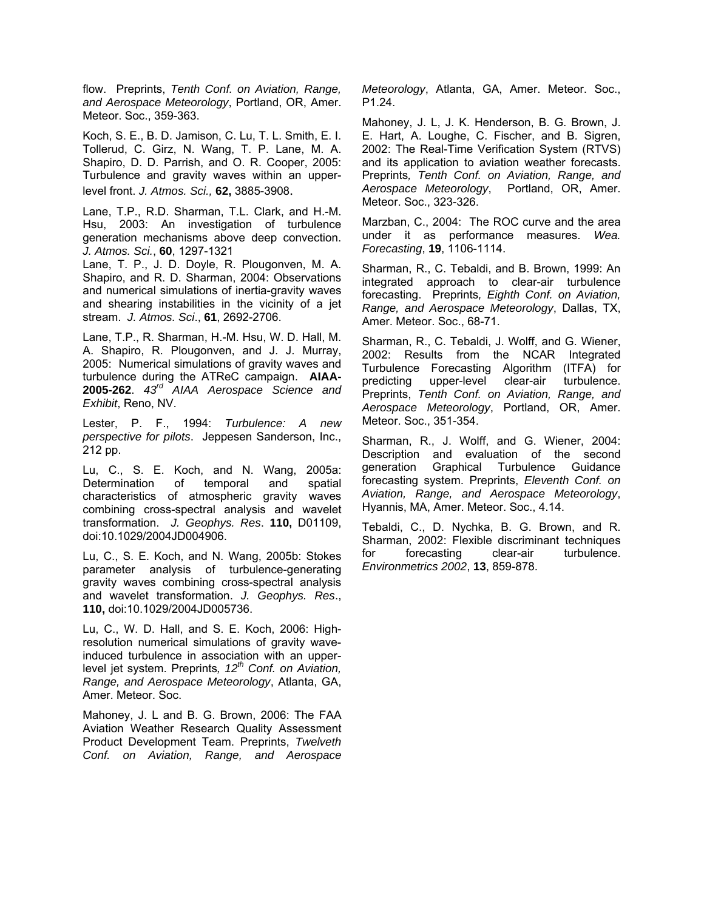flow. Preprints, *Tenth Conf. on Aviation, Range, and Aerospace Meteorology*, Portland, OR, Amer. Meteor. Soc., 359-363.

Koch, S. E., B. D. Jamison, C. Lu, T. L. Smith, E. I. Tollerud, C. Girz, N. Wang, T. P. Lane, M. A. Shapiro, D. D. Parrish, and O. R. Cooper, 2005: Turbulence and gravity waves within an upper-level front. *J. Atmos. Sci.,* **62,** 3885-3908.

Lane, T.P., R.D. Sharman, T.L. Clark, and H.-M. Hsu, 2003: An investigation of turbulence generation mechanisms above deep convection. *J. Atmos. Sci.*, **60**, 1297-1321

Lane, T. P., J. D. Doyle, R. Plougonven, M. A. Shapiro, and R. D. Sharman, 2004: Observations and numerical simulations of inertia-gravity waves and shearing instabilities in the vicinity of a jet stream. *J. Atmos. Sci*., **61**, 2692-2706.

Lane, T.P., R. Sharman, H.-M. Hsu, W. D. Hall, M. A. Shapiro, R. Plougonven, and J. J. Murray, 2005: Numerical simulations of gravity waves and turbulence during the ATReC campaign. **AIAA-2005-262**. *43rd AIAA Aerospace Science and Exhibit*, Reno, NV.

Lester, P. F., 1994: *Turbulence: A new perspective for pilots*. Jeppesen Sanderson, Inc., 212 pp.

Lu, C., S. E. Koch, and N. Wang, 2005a: Determination of temporal and spatial characteristics of atmospheric gravity waves combining cross-spectral analysis and wavelet transformation. *J. Geophys. Res*. **110,** D01109, doi:10.1029/2004JD004906.

Lu, C., S. E. Koch, and N. Wang, 2005b: Stokes parameter analysis of turbulence-generating gravity waves combining cross-spectral analysis and wavelet transformation. *J. Geophys. Res*., **110,** doi:10.1029/2004JD005736.

Lu, C., W. D. Hall, and S. E. Koch, 2006: High-resolution numerical simulations of gravity wave-induced turbulence in association with an upper-level jet system. Preprints*, 12th Conf. on Aviation, Range, and Aerospace Meteorology*, Atlanta, GA, Amer. Meteor. Soc.

Mahoney, J. L and B. G. Brown, 2006: The FAA Aviation Weather Research Quality Assessment Product Development Team. Preprints, *Twelveth Conf. on Aviation, Range, and Aerospace Meteorology*, Atlanta, GA, Amer. Meteor. Soc., P1.24.

Mahoney, J. L, J. K. Henderson, B. G. Brown, J. E. Hart, A. Loughe, C. Fischer, and B. Sigren, 2002: The Real-Time Verification System (RTVS) and its application to aviation weather forecasts. Preprints*, Tenth Conf. on Aviation, Range, and Aerospace Meteorology*, Portland, OR, Amer. Meteor. Soc., 323-326.

Marzban, C., 2004: The ROC curve and the area under it as performance measures. *Wea. Forecasting*, **19**, 1106-1114.

Sharman, R., C. Tebaldi, and B. Brown, 1999: An integrated approach to clear-air turbulence forecasting. Preprints*, Eighth Conf. on Aviation, Range, and Aerospace Meteorology*, Dallas, TX, Amer. Meteor. Soc., 68-71.

Sharman, R., C. Tebaldi, J. Wolff, and G. Wiener, 2002: Results from the NCAR Integrated Turbulence Forecasting Algorithm (ITFA) for predicting upper-level clear-air turbulence. Preprints, *Tenth Conf. on Aviation, Range, and Aerospace Meteorology*, Portland, OR, Amer. Meteor. Soc., 351-354.

Sharman, R., J. Wolff, and G. Wiener, 2004: Description and evaluation of the second generation Graphical Turbulence Guidance forecasting system. Preprints, *Eleventh Conf. on Aviation, Range, and Aerospace Meteorology*, Hyannis, MA, Amer. Meteor. Soc., 4.14.

Tebaldi, C., D. Nychka, B. G. Brown, and R. Sharman, 2002: Flexible discriminant techniques for forecasting clear-air turbulence. *Environmetrics 2002*, **13**, 859-878.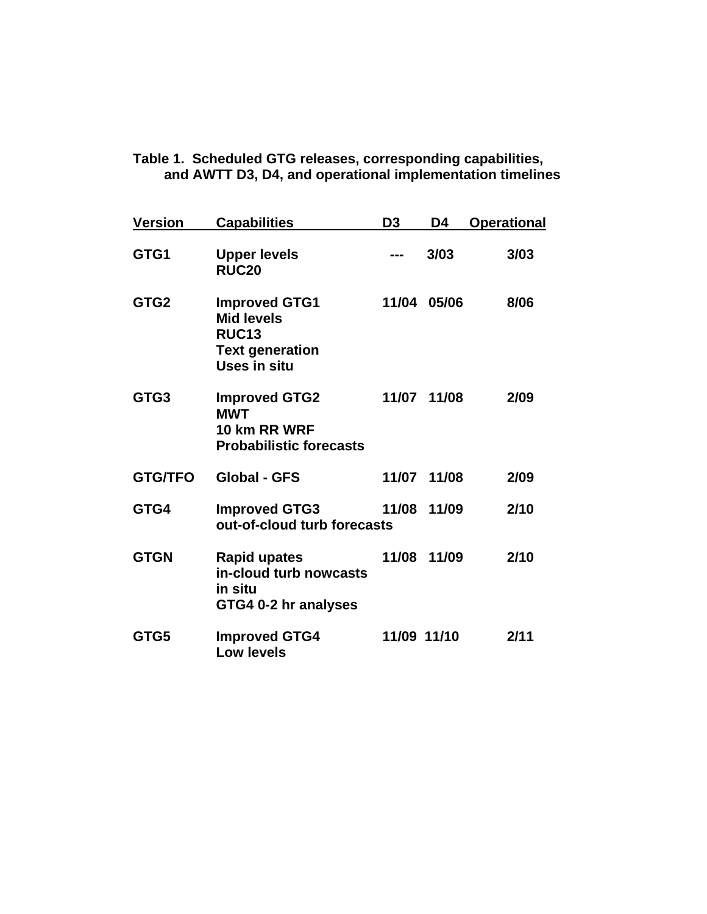**Table 1. Scheduled GTG releases, corresponding capabilities, and AWTT D3, D4, and operational implementation timelines**

| Version | Capabilities | D3 | D4 | Operational |
|---|---|---|---|---|
| GTG1 | Upper levels<br>RUC20 | --- | 3/03 | 3/03 |
| GTG2 | Improved GTG1<br>Mid levels<br>RUC13<br>Text generation<br>Uses in situ | 11/04 | 05/06 | 8/06 |
| GTG3 | Improved GTG2<br>MWT<br>10 km RR WRF<br>Probabilistic forecasts | 11/07 | 11/08 | 2/09 |
| GTG/TFO | Global - GFS | 11/07 | 11/08 | 2/09 |
| GTG4 | Improved GTG3<br>out-of-cloud turb forecasts | 11/08 | 11/09 | 2/10 |
| GTGN | Rapid upates<br>in-cloud turb nowcasts<br>in situ<br>GTG4 0-2 hr analyses | 11/08 | 11/09 | 2/10 |
| GTG5 | Improved GTG4<br>Low levels | 11/09 | 11/10 | 2/11 |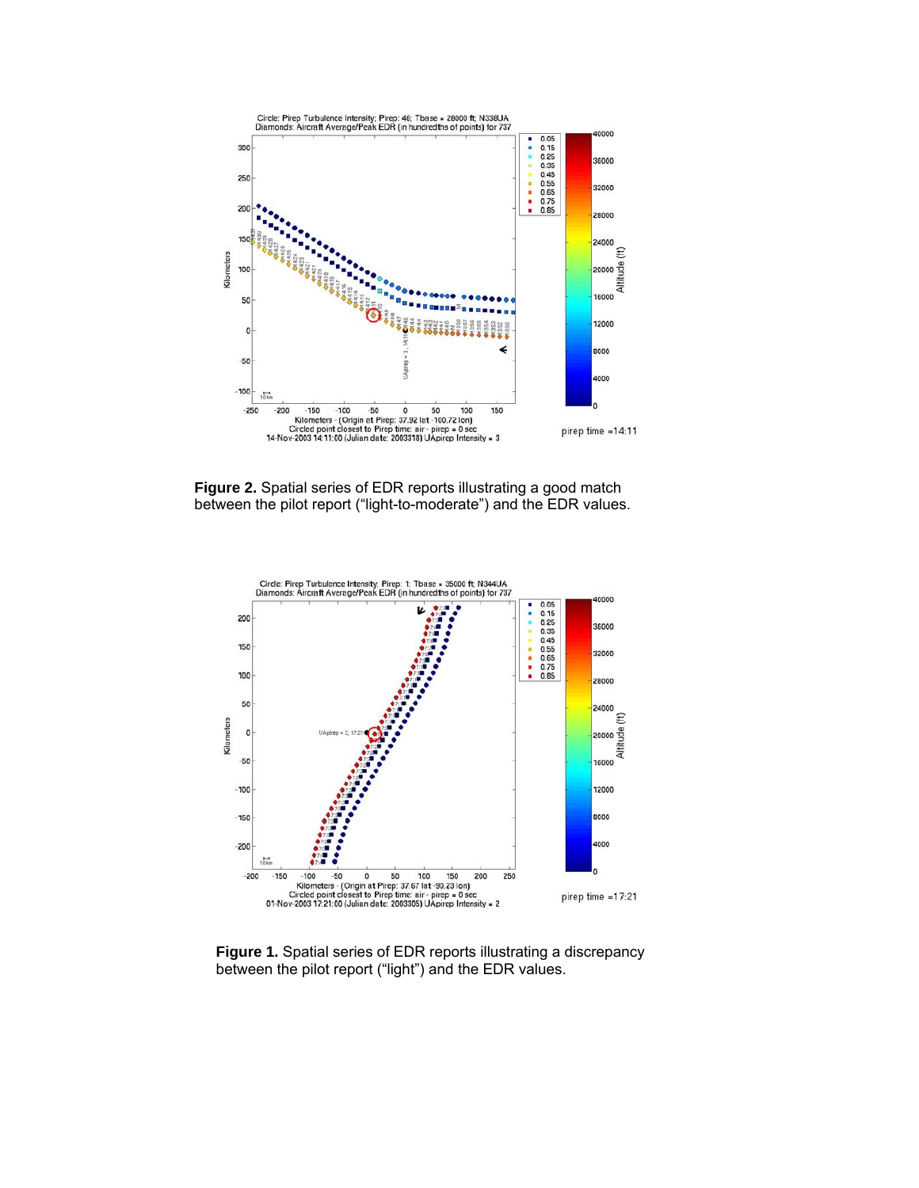**Figure 2.** Spatial series of EDR reports illustrating a good match between the pilot report ("light-to-moderate") and the EDR values.

**Figure 1.** Spatial series of EDR reports illustrating a discrepancy between the pilot report ("light") and the EDR values.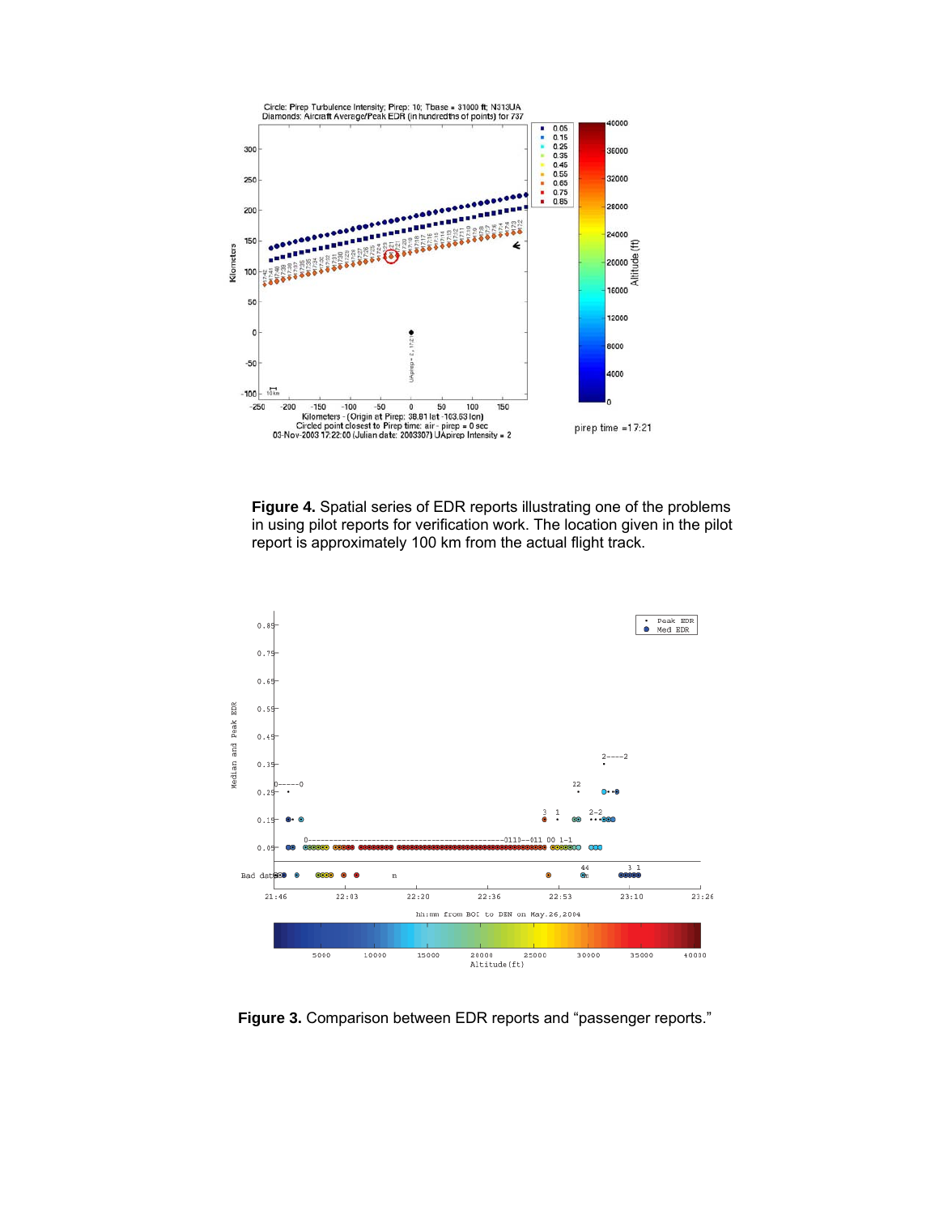**Figure 4.** Spatial series of EDR reports illustrating one of the problems in using pilot reports for verification work. The location given in the pilot report is approximately 100 km from the actual flight track.

**Figure 3.** Comparison between EDR reports and "passenger reports."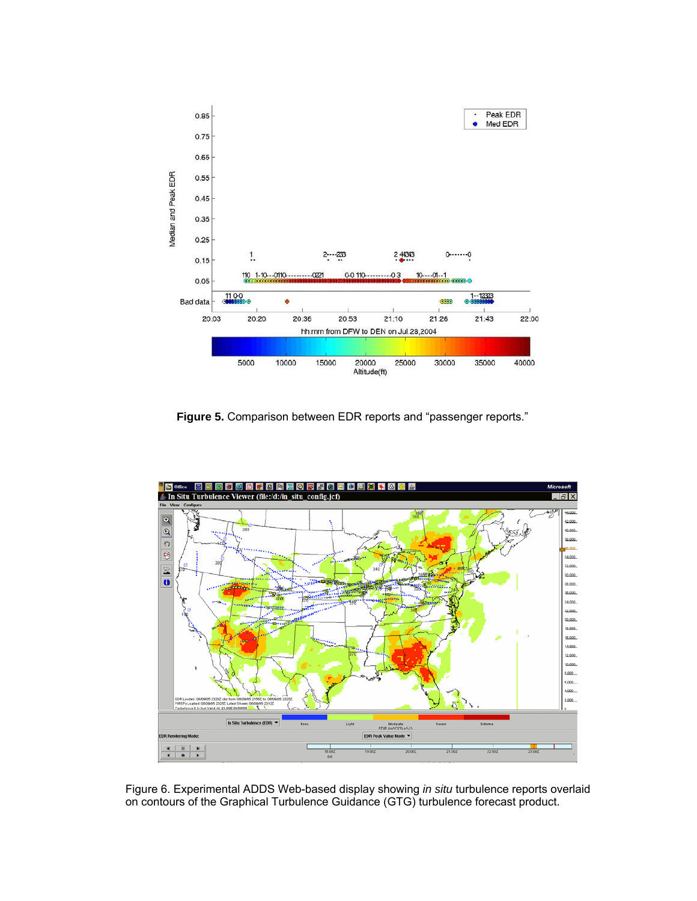**Figure 5.** Comparison between EDR reports and "passenger reports."

Figure 6. Experimental ADDS Web-based display showing *in situ* turbulence reports overlaid on contours of the Graphical Turbulence Guidance (GTG) turbulence forecast product.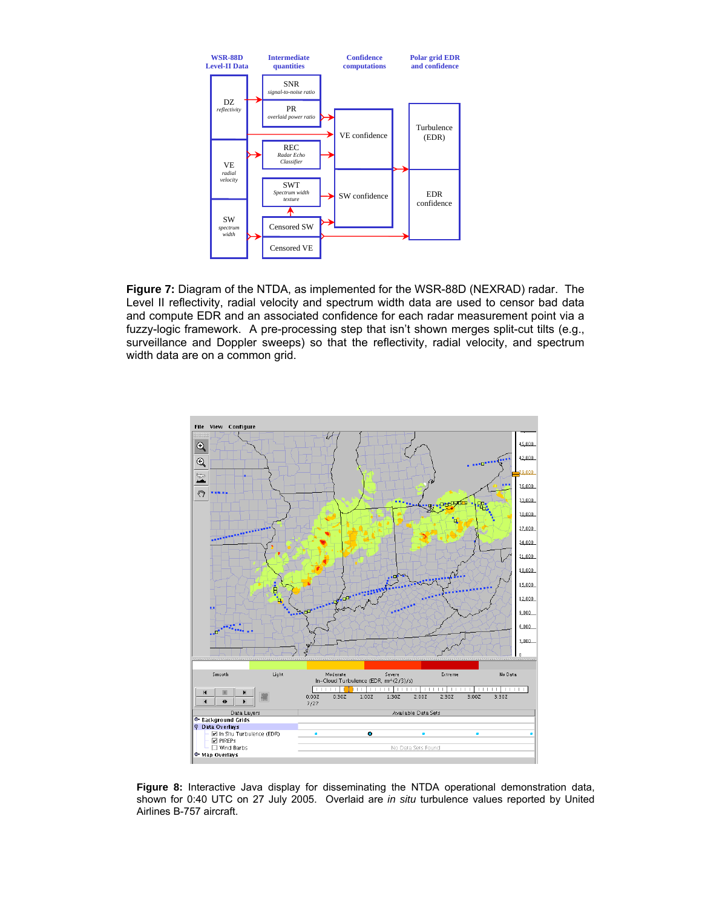**Figure 7:** Diagram of the NTDA, as implemented for the WSR-88D (NEXRAD) radar. The Level II reflectivity, radial velocity and spectrum width data are used to censor bad data and compute EDR and an associated confidence for each radar measurement point via a fuzzy-logic framework. A pre-processing step that isn't shown merges split-cut tilts (e.g., surveillance and Doppler sweeps) so that the reflectivity, radial velocity, and spectrum width data are on a common grid.

**Figure 8:** Interactive Java display for disseminating the NTDA operational demonstration data, shown for 0:40 UTC on 27 July 2005. Overlaid are *in situ* turbulence values reported by United Airlines B-757 aircraft.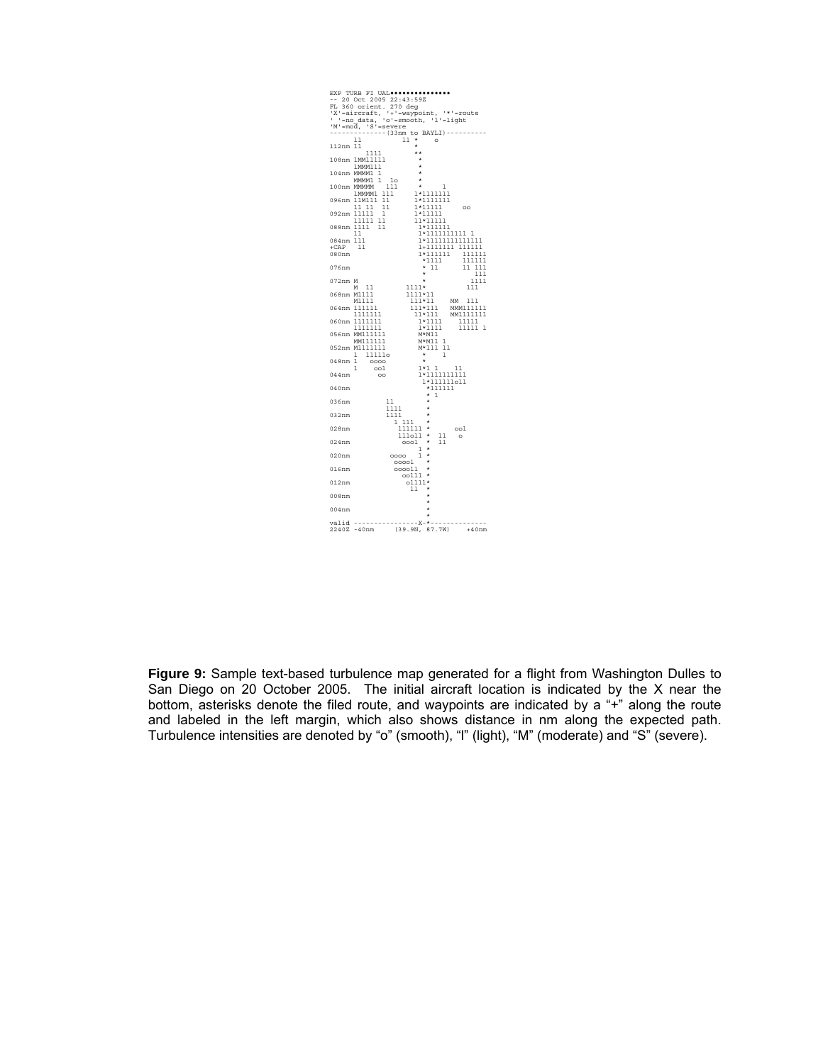```
EXP TURB FI UAL•••••••••••••••
-- 20 Oct 2005 22:43:59Z
FL 360 orient. 270 deg
'X'=aircraft, '+'=waypoint, '*'=route
' '=no data, 'o'=smooth, 'l'=light
'M'=mod, 'S'=severe
--------------(33nm to BAYLI)----------
       ll           ll *    o
112nm ll               *
         llll         **
108nm lMMlllll         *
      lMMMlll          *
104nm MMMMl l          *
      MMMMl l  lo      *
100nm MMMMM   lll      *     l
      lMMMMl lll     l*lllllll
096nm llMlll ll      l*lllllll
      ll ll  ll      l*lllll     oo
092nm lllll  l       l*lllll
      lllll ll       ll*lllll
088nm llll  ll        l*llllll
      ll              l*llllllllll l
084nm lll             l*lllllllllllll
+CAP   ll             l+lllllll llllll
080nm                 l*llllll   llllll
                       *llll     llllll
076nm                  * ll      ll lll
                       *            lll
072nm M                *           llll
      M  ll        llll*          lll
068nm Mllll        llll*ll
      Mllll         lll*ll    MM  lll
064nm llllll        lll*lll   MMMllllll
      lllllll       ll*lll    MMlllllll
060nm lllllll         l*llll    lllll
      lllllll         l*llll    lllll l
056nm MMllllll        M*Mll
      MMllllll        M*Mll l
052nm Mllllll         M*lll ll
      l  lllllo        *    l
048nm l   oooo         *
      l    ool        l*l l    ll
044nm       oo        l*llllllllll
                       l*lllllloll
040nm                   *llllll
                        * l
036nm         ll        *
              llll      *
032nm         llll      *
                l lll   *
028nm            llllll *      ool
                 llloll *  ll   o
024nm             oool  *  ll
                      l *
020nm          oooo   l *
                ooool   *
016nm           oooolt  *
                  oolll *
012nm              ollll*
                     ll *
008nm                   *
                        *
004nm                   *
                        *
valid -----------------X-*-------------
2240Z -40nm     (39.9N, 87.7W)    +40nm
```

**Figure 9:** Sample text-based turbulence map generated for a flight from Washington Dulles to San Diego on 20 October 2005. The initial aircraft location is indicated by the X near the bottom, asterisks denote the filed route, and waypoints are indicated by a "+" along the route and labeled in the left margin, which also shows distance in nm along the expected path. Turbulence intensities are denoted by "o" (smooth), "l" (light), "M" (moderate) and "S" (severe).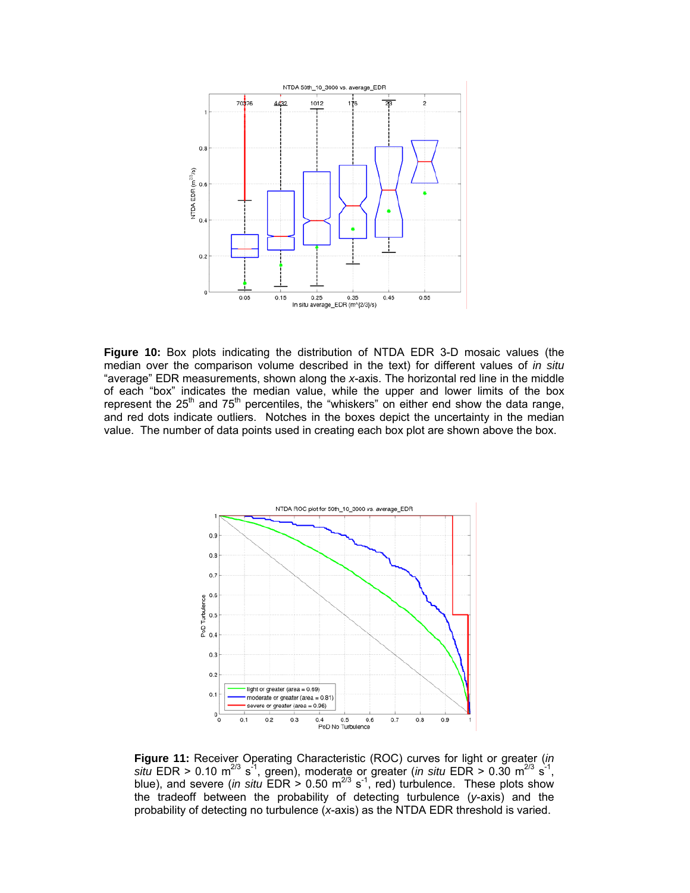**Figure 10:** Box plots indicating the distribution of NTDA EDR 3-D mosaic values (the median over the comparison volume described in the text) for different values of *in situ* "average" EDR measurements, shown along the *x*-axis. The horizontal red line in the middle of each "box" indicates the median value, while the upper and lower limits of the box represent the 25[th] and 75[th] percentiles, the "whiskers" on either end show the data range, and red dots indicate outliers. Notches in the boxes depict the uncertainty in the median value. The number of data points used in creating each box plot are shown above the box.

**Figure 11:** Receiver Operating Characteristic (ROC) curves for light or greater (*in situ* EDR > 0.10 $m^{2/3}$ $s^{-1}$, green), moderate or greater (*in situ* EDR > 0.30 $m^{2/3}$ $s^{-1}$, blue), and severe (*in situ* EDR > 0.50 $m^{2/3}$ $s^{-1}$, red) turbulence. These plots show the tradeoff between the probability of detecting turbulence (*y*-axis) and the probability of detecting no turbulence (*x*-axis) as the NTDA EDR threshold is varied.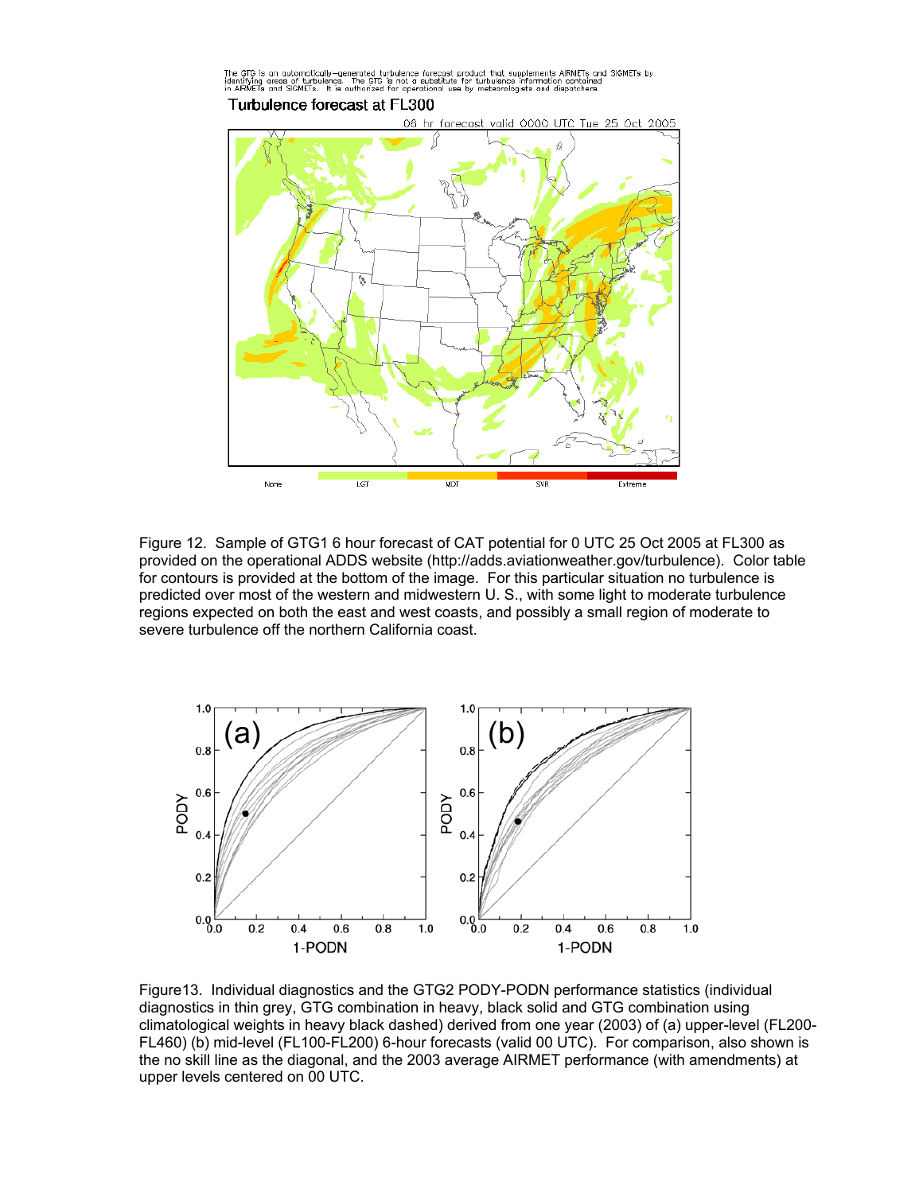Figure 12. Sample of GTG1 6 hour forecast of CAT potential for 0 UTC 25 Oct 2005 at FL300 as provided on the operational ADDS website (http://adds.aviationweather.gov/turbulence). Color table for contours is provided at the bottom of the image. For this particular situation no turbulence is predicted over most of the western and midwestern U. S., with some light to moderate turbulence regions expected on both the east and west coasts, and possibly a small region of moderate to severe turbulence off the northern California coast.

Figure13. Individual diagnostics and the GTG2 PODY-PODN performance statistics (individual diagnostics in thin grey, GTG combination in heavy, black solid and GTG combination using climatological weights in heavy black dashed) derived from one year (2003) of (a) upper-level (FL200-FL460) (b) mid-level (FL100-FL200) 6-hour forecasts (valid 00 UTC). For comparison, also shown is the no skill line as the diagonal, and the 2003 average AIRMET performance (with amendments) at upper levels centered on 00 UTC.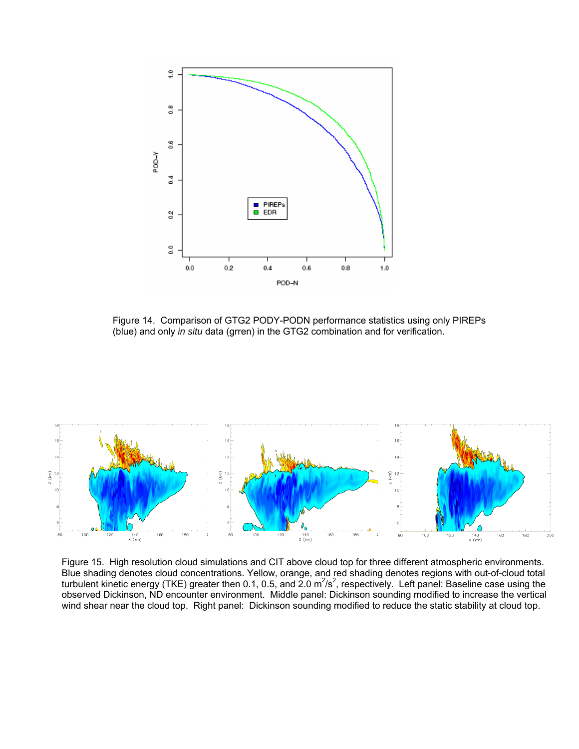Figure 14. Comparison of GTG2 PODY-PODN performance statistics using only PIREPs (blue) and only *in situ* data (grren) in the GTG2 combination and for verification.

Figure 15. High resolution cloud simulations and CIT above cloud top for three different atmospheric environments. Blue shading denotes cloud concentrations. Yellow, orange, and red shading denotes regions with out-of-cloud total turbulent kinetic energy (TKE) greater then 0.1, 0.5, and 2.0 $m^2/s^2$, respectively. Left panel: Baseline case using the observed Dickinson, ND encounter environment. Middle panel: Dickinson sounding modified to increase the vertical wind shear near the cloud top. Right panel: Dickinson sounding modified to reduce the static stability at cloud top.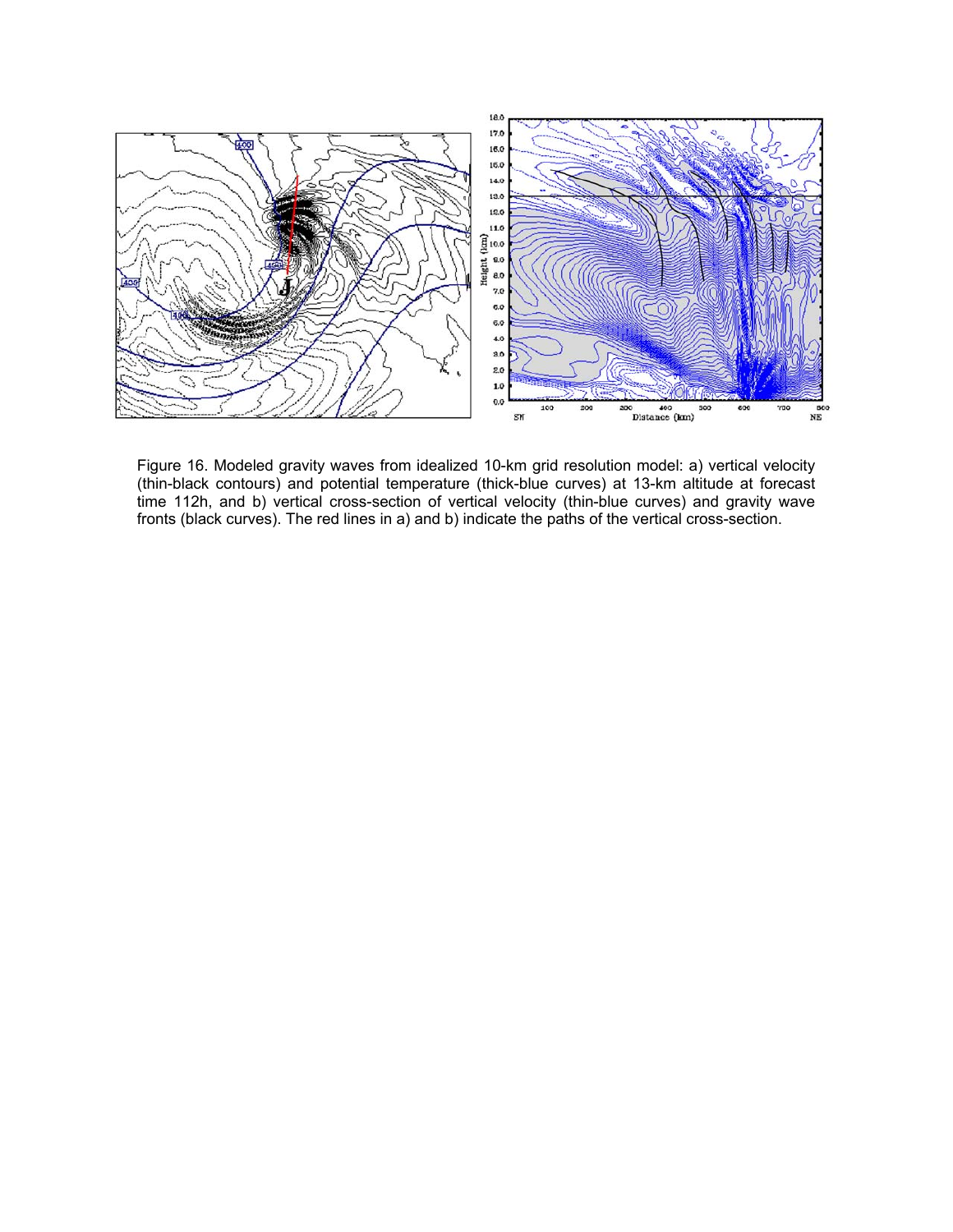Figure 16. Modeled gravity waves from idealized 10-km grid resolution model: a) vertical velocity (thin-black contours) and potential temperature (thick-blue curves) at 13-km altitude at forecast time 112h, and b) vertical cross-section of vertical velocity (thin-blue curves) and gravity wave fronts (black curves). The red lines in a) and b) indicate the paths of the vertical cross-section.